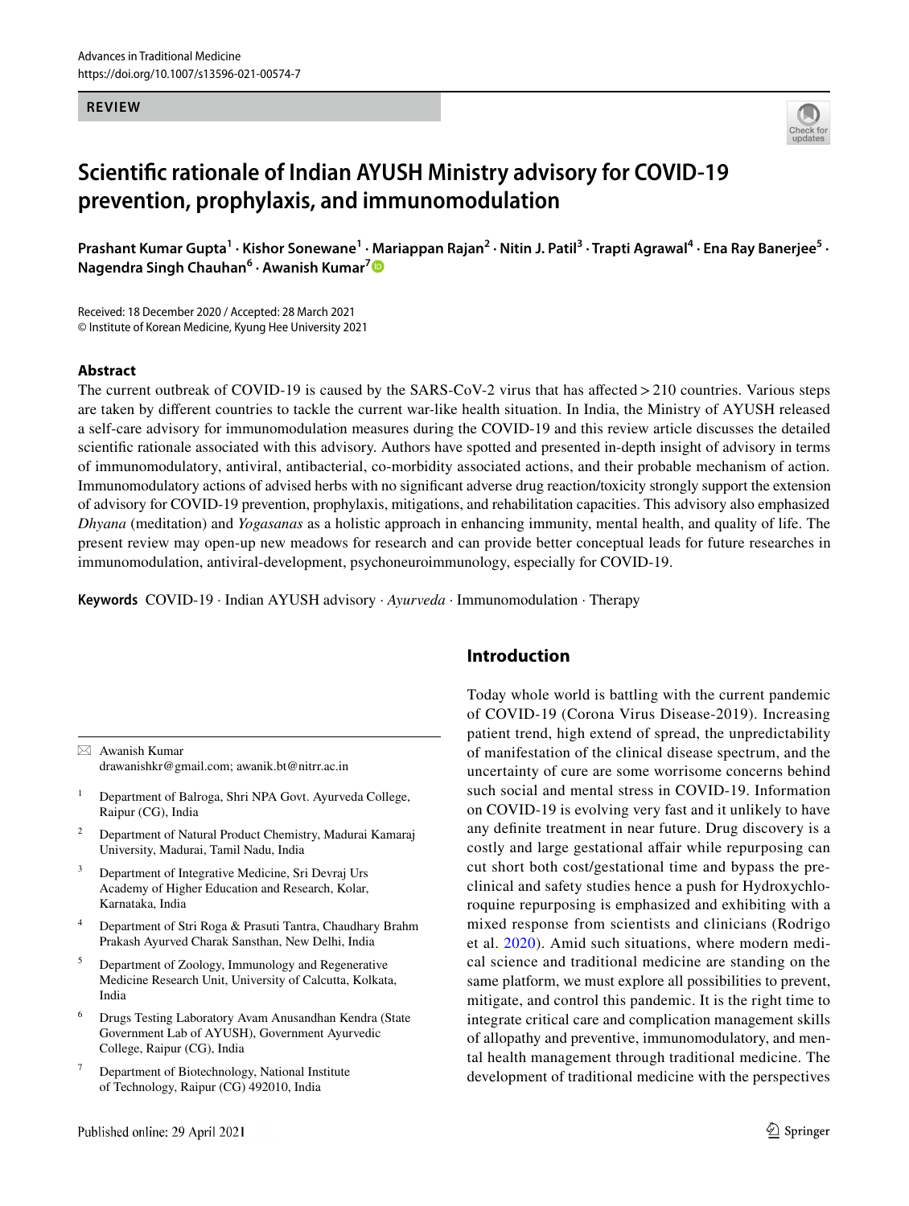REVIEW

# Scientific rationale of Indian AYUSH Ministry advisory for COVID-19 prevention, prophylaxis, and immunomodulation

**Prashant Kumar Gupta[1] · Kishor Sonewane[1] · Mariappan Rajan[2] · Nitin J. Patil[3] · Trapti Agrawal[4] · Ena Ray Banerjee[5] · Nagendra Singh Chauhan[6] · Awanish Kumar[7]**

Received: 18 December 2020 / Accepted: 28 March 2021
© Institute of Korean Medicine, Kyung Hee University 2021

## Abstract

The current outbreak of COVID-19 is caused by the SARS-CoV-2 virus that has affected > 210 countries. Various steps are taken by different countries to tackle the current war-like health situation. In India, the Ministry of AYUSH released a self-care advisory for immunomodulation measures during the COVID-19 and this review article discusses the detailed scientific rationale associated with this advisory. Authors have spotted and presented in-depth insight of advisory in terms of immunomodulatory, antiviral, antibacterial, co-morbidity associated actions, and their probable mechanism of action. Immunomodulatory actions of advised herbs with no significant adverse drug reaction/toxicity strongly support the extension of advisory for COVID-19 prevention, prophylaxis, mitigations, and rehabilitation capacities. This advisory also emphasized *Dhyana* (meditation) and *Yogasanas* as a holistic approach in enhancing immunity, mental health, and quality of life. The present review may open-up new meadows for research and can provide better conceptual leads for future researches in immunomodulation, antiviral-development, psychoneuroimmunology, especially for COVID-19.

**Keywords** COVID-19 · Indian AYUSH advisory · *Ayurveda* · Immunomodulation · Therapy

## Introduction

Today whole world is battling with the current pandemic of COVID-19 (Corona Virus Disease-2019). Increasing patient trend, high extend of spread, the unpredictability of manifestation of the clinical disease spectrum, and the uncertainty of cure are some worrisome concerns behind such social and mental stress in COVID-19. Information on COVID-19 is evolving very fast and it unlikely to have any definite treatment in near future. Drug discovery is a costly and large gestational affair while repurposing can cut short both cost/gestational time and bypass the preclinical and safety studies hence a push for Hydroxychloroquine repurposing is emphasized and exhibiting with a mixed response from scientists and clinicians (Rodrigo et al. 2020). Amid such situations, where modern medical science and traditional medicine are standing on the same platform, we must explore all possibilities to prevent, mitigate, and control this pandemic. It is the right time to integrate critical care and complication management skills of allopathy and preventive, immunomodulatory, and mental health management through traditional medicine. The development of traditional medicine with the perspectives

---

✉ Awanish Kumar
drawanishkr@gmail.com; awanik.bt@nitrr.ac.in

1. Department of Balroga, Shri NPA Govt. Ayurveda College, Raipur (CG), India
2. Department of Natural Product Chemistry, Madurai Kamaraj University, Madurai, Tamil Nadu, India
3. Department of Integrative Medicine, Sri Devraj Urs Academy of Higher Education and Research, Kolar, Karnataka, India
4. Department of Stri Roga & Prasuti Tantra, Chaudhary Brahm Prakash Ayurved Charak Sansthan, New Delhi, India
5. Department of Zoology, Immunology and Regenerative Medicine Research Unit, University of Calcutta, Kolkata, India
6. Drugs Testing Laboratory Avam Anusandhan Kendra (State Government Lab of AYUSH), Government Ayurvedic College, Raipur (CG), India
7. Department of Biotechnology, National Institute of Technology, Raipur (CG) 492010, India

Published online: 29 April 2021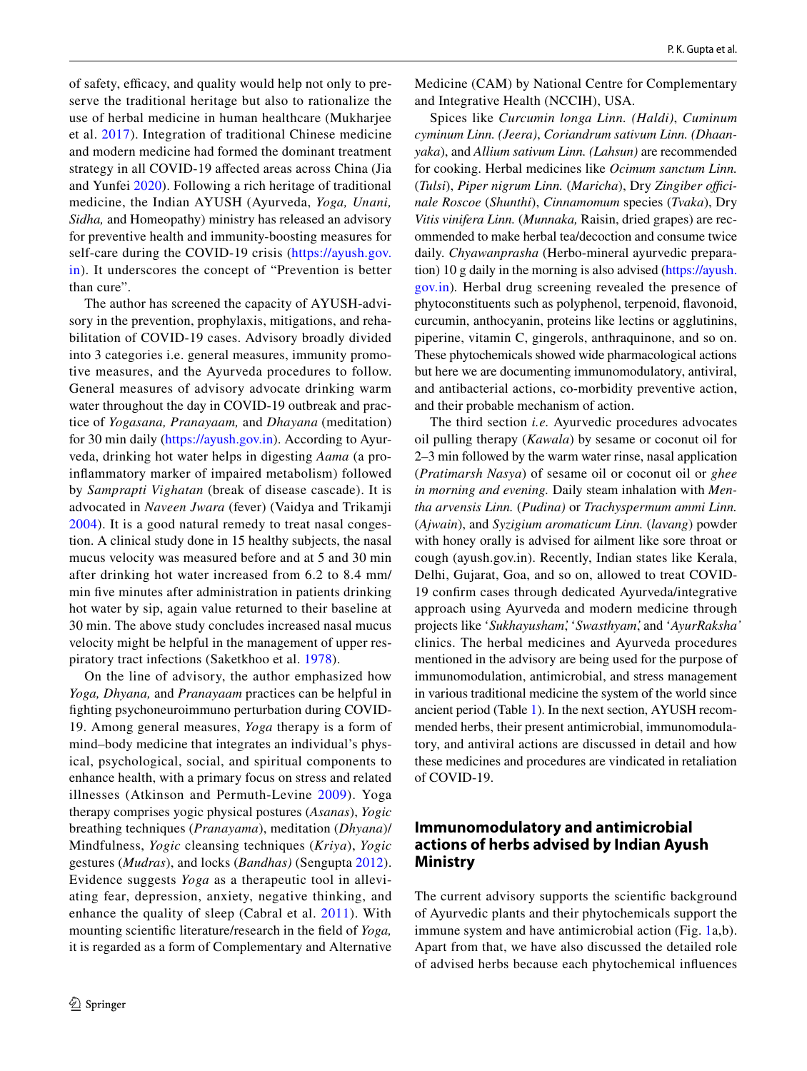of safety, efficacy, and quality would help not only to preserve the traditional heritage but also to rationalize the use of herbal medicine in human healthcare (Mukharjee et al. 2017). Integration of traditional Chinese medicine and modern medicine had formed the dominant treatment strategy in all COVID-19 affected areas across China (Jia and Yunfei 2020). Following a rich heritage of traditional medicine, the Indian AYUSH (Ayurveda, *Yoga, Unani, Sidha,* and Homeopathy) ministry has released an advisory for preventive health and immunity-boosting measures for self-care during the COVID-19 crisis (https://ayush.gov.in). It underscores the concept of "Prevention is better than cure".

The author has screened the capacity of AYUSH-advisory in the prevention, prophylaxis, mitigations, and rehabilitation of COVID-19 cases. Advisory broadly divided into 3 categories i.e. general measures, immunity promotive measures, and the Ayurveda procedures to follow. General measures of advisory advocate drinking warm water throughout the day in COVID-19 outbreak and practice of *Yogasana, Pranayaam,* and *Dhayana* (meditation) for 30 min daily (https://ayush.gov.in). According to Ayurveda, drinking hot water helps in digesting *Aama* (a pro-inflammatory marker of impaired metabolism) followed by *Samprapti Vighatan* (break of disease cascade). It is advocated in *Naveen Jwara* (fever) (Vaidya and Trikamji 2004). It is a good natural remedy to treat nasal congestion. A clinical study done in 15 healthy subjects, the nasal mucus velocity was measured before and at 5 and 30 min after drinking hot water increased from 6.2 to 8.4 mm/min five minutes after administration in patients drinking hot water by sip, again value returned to their baseline at 30 min. The above study concludes increased nasal mucus velocity might be helpful in the management of upper respiratory tract infections (Saketkhoo et al. 1978).

On the line of advisory, the author emphasized how *Yoga, Dhyana,* and *Pranayaam* practices can be helpful in fighting psychoneuroimmuno perturbation during COVID-19. Among general measures, *Yoga* therapy is a form of mind–body medicine that integrates an individual's physical, psychological, social, and spiritual components to enhance health, with a primary focus on stress and related illnesses (Atkinson and Permuth-Levine 2009). Yoga therapy comprises yogic physical postures (*Asanas*), *Yogic* breathing techniques (*Pranayama*), meditation (*Dhyana*)/Mindfulness, *Yogic* cleansing techniques (*Kriya*), *Yogic* gestures (*Mudras*), and locks (*Bandhas)* (Sengupta 2012). Evidence suggests *Yoga* as a therapeutic tool in alleviating fear, depression, anxiety, negative thinking, and enhance the quality of sleep (Cabral et al. 2011). With mounting scientific literature/research in the field of *Yoga,* it is regarded as a form of Complementary and Alternative Medicine (CAM) by National Centre for Complementary and Integrative Health (NCCIH), USA.

Spices like *Curcumin longa Linn. (Haldi)*, *Cuminum cyminum Linn. (Jeera)*, *Coriandrum sativum Linn. (Dhaanyaka*), and *Allium sativum Linn. (Lahsun)* are recommended for cooking. Herbal medicines like *Ocimum sanctum Linn.* (*Tulsi*), *Piper nigrum Linn.* (*Maricha*), Dry *Zingiber officinale Roscoe* (*Shunthi*), *Cinnamomum* species (*Tvaka*), Dry *Vitis vinifera Linn.* (*Munnaka,* Raisin, dried grapes) are recommended to make herbal tea/decoction and consume twice daily. *Chyawanprasha* (Herbo-mineral ayurvedic preparation) 10 g daily in the morning is also advised (https://ayush.gov.in). Herbal drug screening revealed the presence of phytoconstituents such as polyphenol, terpenoid, flavonoid, curcumin, anthocyanin, proteins like lectins or agglutinins, piperine, vitamin C, gingerols, anthraquinone, and so on. These phytochemicals showed wide pharmacological actions but here we are documenting immunomodulatory, antiviral, and antibacterial actions, co-morbidity preventive action, and their probable mechanism of action.

The third section *i.e.* Ayurvedic procedures advocates oil pulling therapy (*Kawala*) by sesame or coconut oil for 2–3 min followed by the warm water rinse, nasal application (*Pratimarsh Nasya*) of sesame oil or coconut oil or *ghee in morning and evening.* Daily steam inhalation with *Mentha arvensis Linn.* (*Pudina)* or *Trachyspermum ammi Linn.* (*Ajwain*), and *Syzigium aromaticum Linn.* (*lavang*) powder with honey orally is advised for ailment like sore throat or cough (ayush.gov.in). Recently, Indian states like Kerala, Delhi, Gujarat, Goa, and so on, allowed to treat COVID-19 confirm cases through dedicated Ayurveda/integrative approach using Ayurveda and modern medicine through projects like '*Sukhayusham*,' '*Swasthyam*,' and '*AyurRaksha'* clinics. The herbal medicines and Ayurveda procedures mentioned in the advisory are being used for the purpose of immunomodulation, antimicrobial, and stress management in various traditional medicine the system of the world since ancient period (Table 1). In the next section, AYUSH recommended herbs, their present antimicrobial, immunomodulatory, and antiviral actions are discussed in detail and how these medicines and procedures are vindicated in retaliation of COVID-19.

## Immunomodulatory and antimicrobial actions of herbs advised by Indian Ayush Ministry

The current advisory supports the scientific background of Ayurvedic plants and their phytochemicals support the immune system and have antimicrobial action (Fig. 1a,b). Apart from that, we have also discussed the detailed role of advised herbs because each phytochemical influences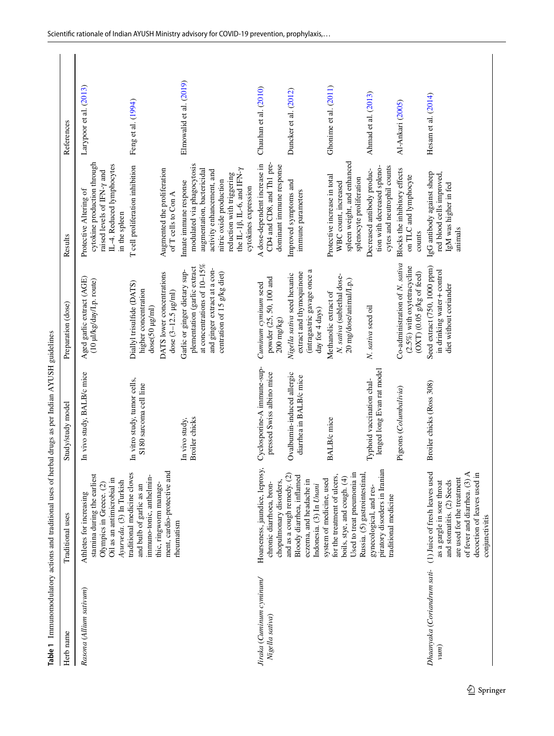**Table 1** Immunomodulatory actions and traditional uses of herbal drugs as per Indian AYUSH guidelines

| Herb name | Traditional uses | Study/study model | Preparation (dose) | Results | References |
|---|---|---|---|---|---|
| *Rasona* (*Allium sativum*) | Athletes for increasing stamina during the earliest Olympics in Greece. (2) Oil as an antimicrobial in *Ayurveda*. (3) In Turkish traditional medicine cloves and bulb of garlic as an immuno-tonic, anthelminthic, ringworm management, cardio-protective and rheumatism | In vivo study, BALB/c mice | Aged garlic extract (AGE) (10 µl/kg/day/I.p. route) | Protective Altering of cytokine production through raised levels of IFN-γ and IL-4. Reduced lymphocytes in the spleen | Larypoor et al. (2013) |
| | | In vitro study, tumor cells, S180 sarcoma cell line | Diallyl trisulfide (DATS) higher concentration dose(50 µg/ml) | T cell proliferation inhibition | Feng et al. (1994) |
| | | | DATS lower concentrations dose (3–12.5 µg/ml) | Augmented the proliferation of T cells to Con A | |
| | | In vivo study, Broiler chicks | Garlic or ginger dietary supplementation (garlic extract at concentrations of 10–15% and ginger extract at a concentration of 15 g/kg diet) | Innate immune response modulated via phagocytosis augmentation, bactericidal activity enhancement, and nitric oxide production reduction with triggering the IL-1β, IL-6, and IFN-γ cytokines expression | Elmowalid et al. (2019) |
| *Jiraka* (*Cuminum cyminum*/ *Nigella sativa*) | Hoarseness, jaundice, leprosy, chronic diarrhoea, bronchopulmonary disorders, and as a cough remedy. (2) Bloody diarrhea, inflamed eczema, and headache in Indonesia. (3) In *Unani* system of medicine, used for the treatment of ulcers, boils, stye, and cough. (4) Used to treat pneumonia in Russia. (5) gastrointestinal, gynecological, and respiratory disorders in Iranian traditional medicine | Cyclosporine-A immune-suppressed Swiss albino mice | *Cuminum cyminum* seed powder (25, 50, 100 and 200 mg/kg) | A dose-dependent increase in CD4 and CD8, and Th1 predominant immune response | Chauhan et al. (2010) |
| | | Ovalbumin-induced allergic diarrhea in BALB/c mice | *Nigella sativa* seed hexanic extract and thymoquinone (intragastric gavage once a day for 4 days) | Improved symptoms and immune parameters | Duncker et al. (2012) |
| | | BALB/c mice | Methanolic extract of *N. sativa* (sublethal dose-20 mg/dose/animal/I.p.) | Protective increase in total WBC count, increased spleen weight, and enhanced splenocyte proliferation | Ghonime et al. (2011) |
| | | Typhoid vaccination challenged long Evan rat model | *N. sativa* seed oil | Decreased antibody production with decreased splenocytes and neutrophil counts | Ahmad et al. (2013) |
| | | Pigeons (*Columbalivia*) | Co-administration of *N. sativa* (2.5%) with oxytetracycline (OXT) (0.05 g/kg of feed) | Blocks the inhibitory effects on TLC and lymphocyte counts | Al-Ankari (2005) |
| *Dhaanyaka* (*Coriandrum sativum*) | (1) Juice of fresh leaves used as a gargle in sore throat and stomatitis. (2) Seeds are used for the treatment of fever and diarrhea. (3) A decoction of leaves used in conjunctivitis | Broiler chicks (Ross 308) | Seed extract (750, 1000 ppm) in drinking water + control diet without coriander | IgG antibody against sheep red blood cells improved, IgM was higher in fed animals | Hesam et al. (2014) |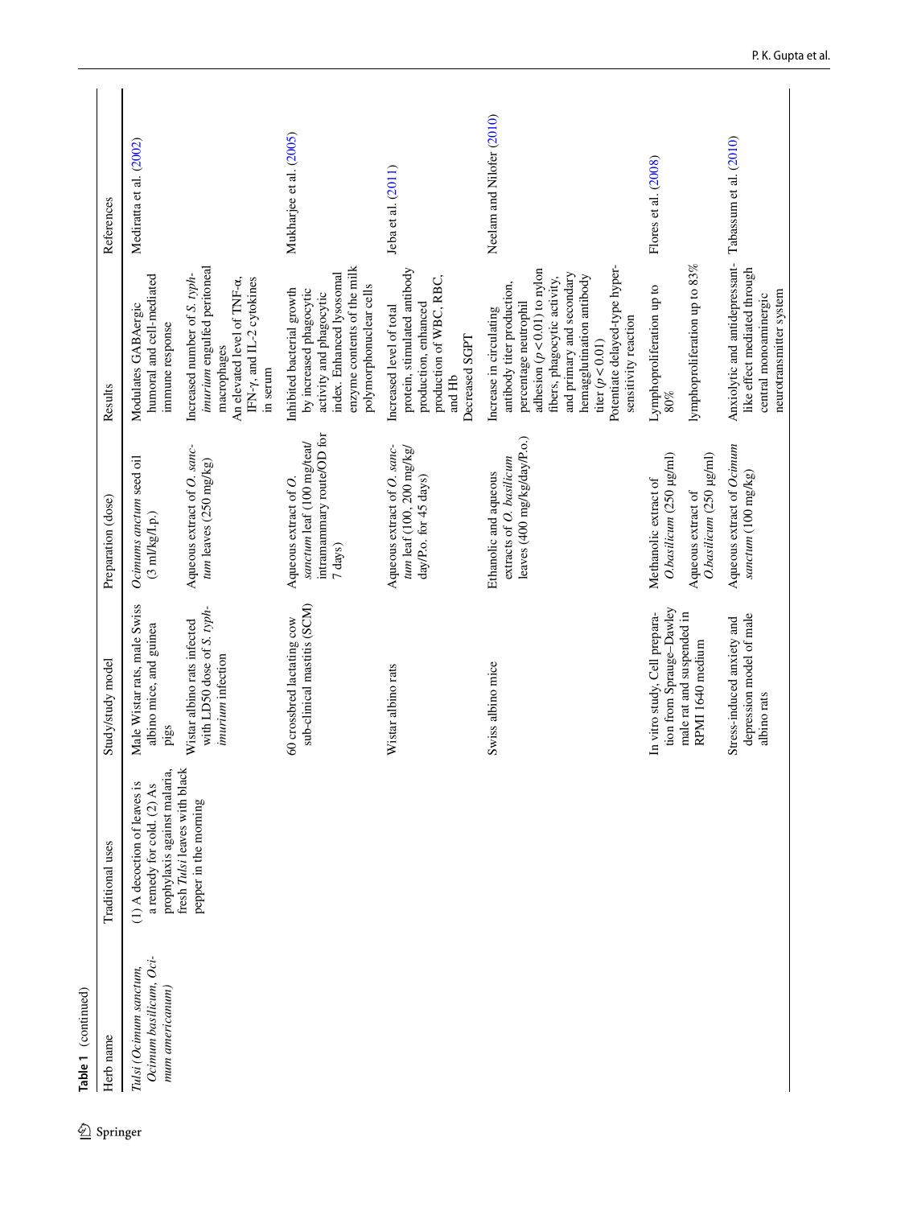**Table 1** (continued)

| Herb name | Traditional uses | Study/study model | Preparation (dose) | Results | References |
|---|---|---|---|---|---|
| Tulsi (*Ocimum sanctum, Ocimum basilicum, Ocimum americanum*) | (1) A decoction of leaves is a remedy for cold. (2) As prophylaxis against malaria, fresh *Tulsi* leaves with black pepper in the morning | Male Wistar rats, male Swiss albino mice, and guinea pigs | *Ocimums anctum* seed oil (3 ml/kg/I.p.) | Modulates GABAergic humoral and cell-mediated immune response | Mediratta et al. (2002) |
| | | Wistar albino rats infected with LD50 dose of *S. typhimurium* infection | Aqueous extract of *O. sanctum* leaves (250 mg/kg) | Increased number of *S. typhimurium* engulfed peritoneal macrophages<br>An elevated level of TNF-α, IFN-γ, and IL-2 cytokines in serum | |
| | | 60 crossbred lactating cow sub-clinical mastitis (SCM) | Aqueous extract of *O. sanctum* leaf (100 mg/teat/intramammary route/OD for 7 days) | Inhibited bacterial growth by increased phagocytic activity and phagocytic index. Enhanced lysosomal enzyme contents of the milk polymorphonuclear cells | Mukharjee et al. (2005) |
| | | Wistar albino rats | Aqueous extract of *O. sanctum* leaf (100, 200 mg/kg/day/P.o. for 45 days) | Increased level of total protein, stimulated antibody production, enhanced production of WBC, RBC, and Hb<br>Decreased SGPT | Jeba et al. (2011) |
| | | Swiss albino mice | Ethanolic and aqueous extracts of *O. basilicum* leaves (400 mg/kg/day/P.o.) | Increase in circulating antibody titer production, percentage neutrophil adhesion ($p < 0.01$) to nylon fibers, phagocytic activity, and primary and secondary hemagglutination antibody titer ($p < 0.01$)<br>Potentiate delayed-type hypersensitivity reaction | Neelam and Nilofer (2010) |
| | | In vitro study, Cell preparation from Sprauge–Dawley male rat and suspended in RPMI 1640 medium | Methanolic extract of *O.basilicum* (250 μg/ml)<br>Aqueous extract of *O.basilicum* (250 μg/ml) | Lymphoproliferation up to 80%<br>lymphoproliferation up to 83% | Flores et al. (2008) |
| | | Stress-induced anxiety and depression model of male albino rats | Aqueous extract of *Ocimum sanctum* (100 mg/kg) | Anxiolytic and antidepressant-like effect mediated through central monoaminergic neurotransmitter system | Tabassum et al. (2010) |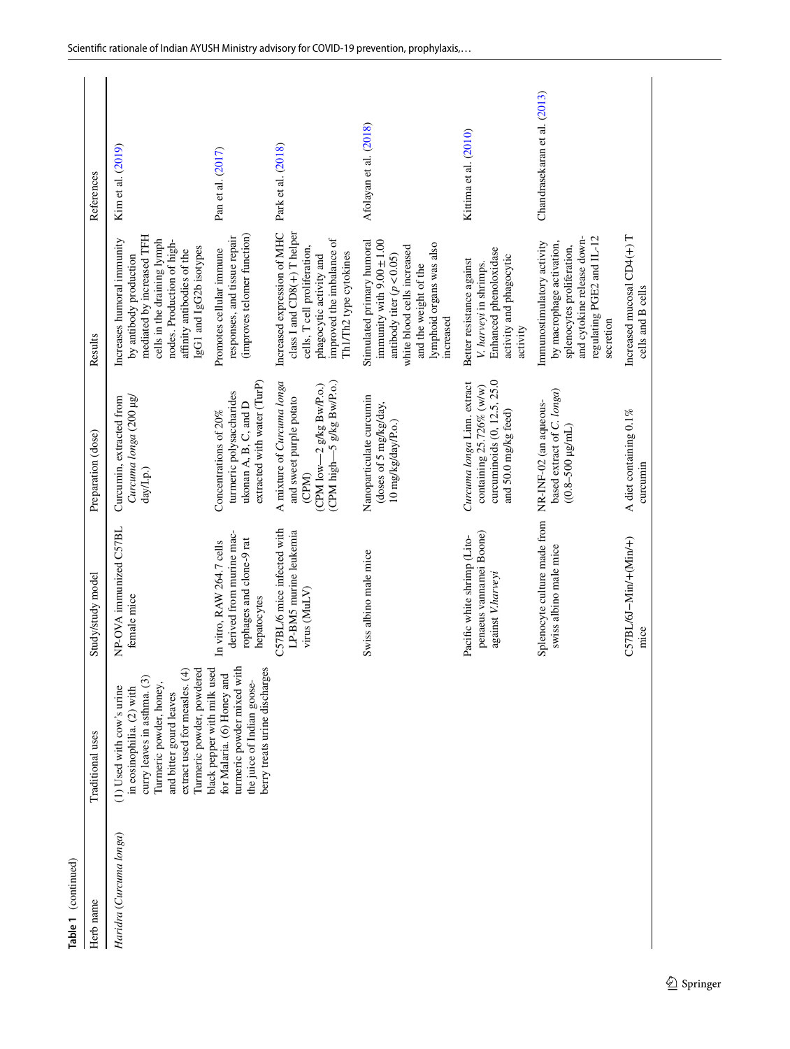**Table 1** (continued)

| Herb name | Traditional uses | Study/study model | Preparation (dose) | Results | References |
|---|---|---|---|---|---|
| *Haridra* (*Curcuma longa*) | (1) Used with cow's urine in eosinophilia. (2) with curry leaves in asthma. (3) Turmeric powder, honey, and bitter gourd leaves extract used for measles. (4) Turmeric powder, powdered black pepper with milk used for Malaria. (6) Honey and turmeric powder mixed with the juice of Indian gooseberry treats urine discharges | NP-OVA immunized C57BL female mice | Curcumin, extracted from *Curcuma longa* (200 µg/day/I.p.) | Increases humoral immunity by antibody production mediated by increased TFH cells in the draining lymph nodes. Production of high-affinity antibodies of the IgG1 and IgG2b isotypes | Kim et al. (2019) |
| | | In vitro, RAW 264.7 cells derived from murine macrophages and clone-9 rat hepatocytes | Concentrations of 20% turmeric polysaccharides ukonan A, B, C, and D extracted with water (TurP) | Promotes cellular immune responses, and tissue repair (improves telomer function) | Pan et al. (2017) |
| | | C57BL/6 mice infected with LP-BM5 murine leukemia virus (MuLV) | A mixture of *Curcuma longa* and sweet purple potato (CPM) (CPM low—2 g/kg Bw/P.o.) (CPM high—5 g/kg Bw/P.o.) | Increased expression of MHC class I and CD8(+) T helper cells, T cell proliferation, phagocytic activity and improved the imbalance of Th1/Th2 type cytokines | Park et al. (2018) |
| | | Swiss albino male mice | Nanoparticulate curcumin (doses of 5 mg/kg/day, 10 mg/kg/day/P.o.) | Stimulated primary humoral immunity with 9.00 ± 1.00 antibody titer ($p < 0.05$) white blood cells increased and the weight of the lymphoid organs was also increased | Afolayan et al. (2018) |
| | | Pacific white shrimp (Litopenaeus vannamei Boone) against *V.harveyi* | *Curcuma longa* Linn. extract containing 25.726% (w/w) curcuminoids (0, 12.5, 25.0 and 50.0 mg/kg feed) | Better resistance against *V. harveyi* in shrimps. Enhanced phenoloxidase activity and phagocytic activity | Kittima et al. (2010) |
| | | Splenocyte culture made from swiss albino male mice | NR-INF-02 (an aqueous-based extract of *C. longa*) ((0.8–500 µg/mL) | Immunostimulatory activity by macrophage activation, splenocytes proliferation, and cytokine release down-regulating PGE2 and IL-12 secretion | Chandrasekaran et al. (2013) |
| | | C57BL/6J−Min/+(Min/+) mice | A diet containing 0.1% curcumin | Increased mucosal CD4(+) T cells and B cells | |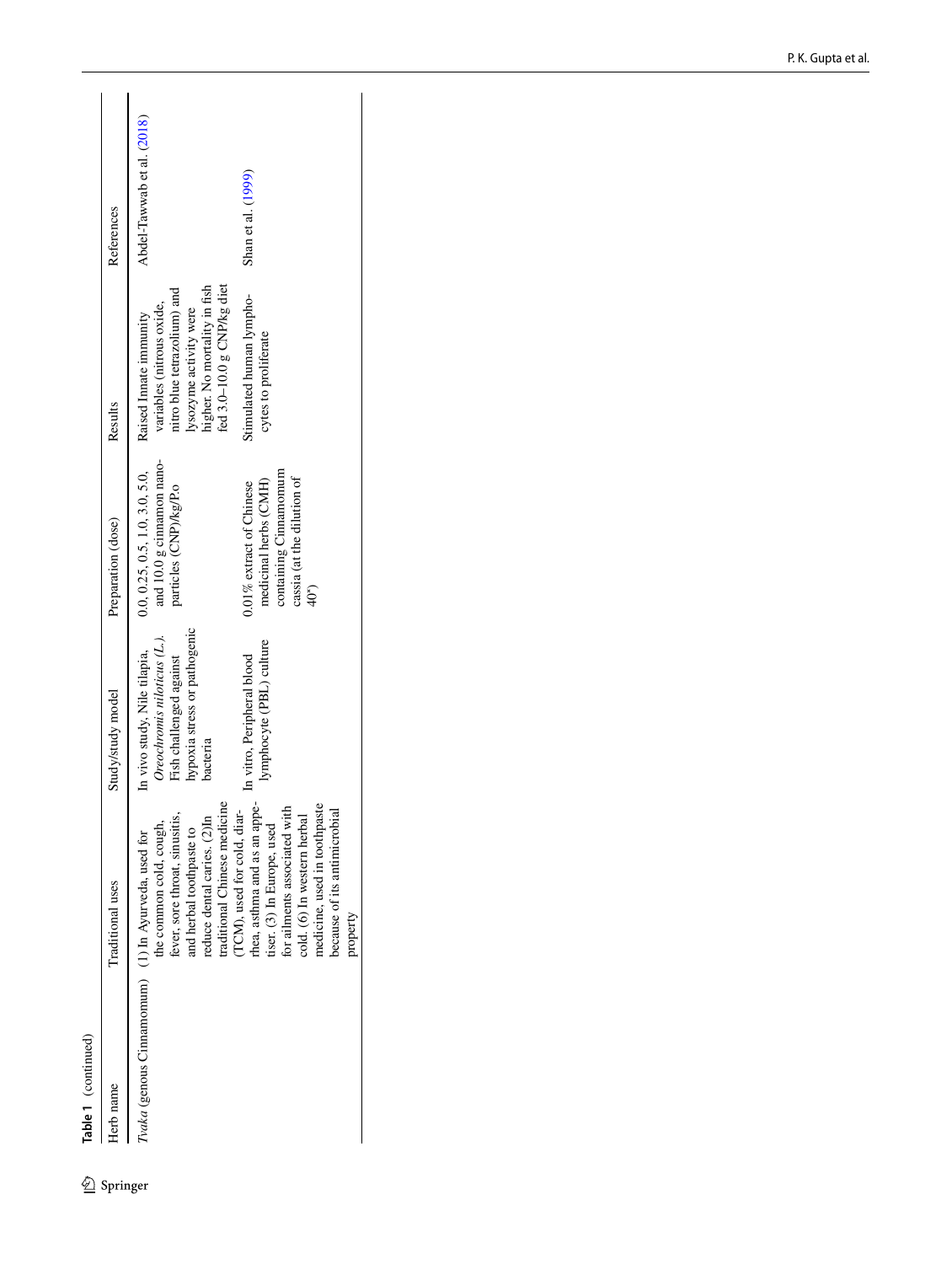**Table 1** (continued)

| Herb name | Traditional uses | Study/study model | Preparation (dose) | Results | References |
|---|---|---|---|---|---|
| *Tvaka* (genous Cinnamomum) | (1) In Ayurveda, used for the common cold, cough, fever, sore throat, sinusitis, and herbal toothpaste to reduce dental caries. (2)In traditional Chinese medicine (TCM), used for cold, diarrhea, asthma and as an appetiser. (3) In Europe, used for ailments associated with cold. (6) In western herbal medicine, used in toothpaste because of its antimicrobial property | In vivo study, Nile tilapia, *Oreochromis niloticus (L.).* Fish challenged against hypoxia stress or pathogenic bacteria | 0.0, 0.25, 0.5, 1.0, 3.0, 5.0, and 10.0 g cinnamon nanoparticles (CNP)/kg/P.o | Raised Innate immunity variables (nitrous oxide, nitro blue tetrazolium) and lysozyme activity were higher. No mortality in fish fed 3.0–10.0 g CNP/kg diet | Abdel-Tawwab et al. (2018) |
| | | In vitro, Peripheral blood lymphocyte (PBL) culture | 0.01% extract of Chinese medicinal herbs (CMH) containing Cinnamomum cassia (at the dilution of 40°) | Stimulated human lymphocytes to proliferate | Shan et al. (1999) |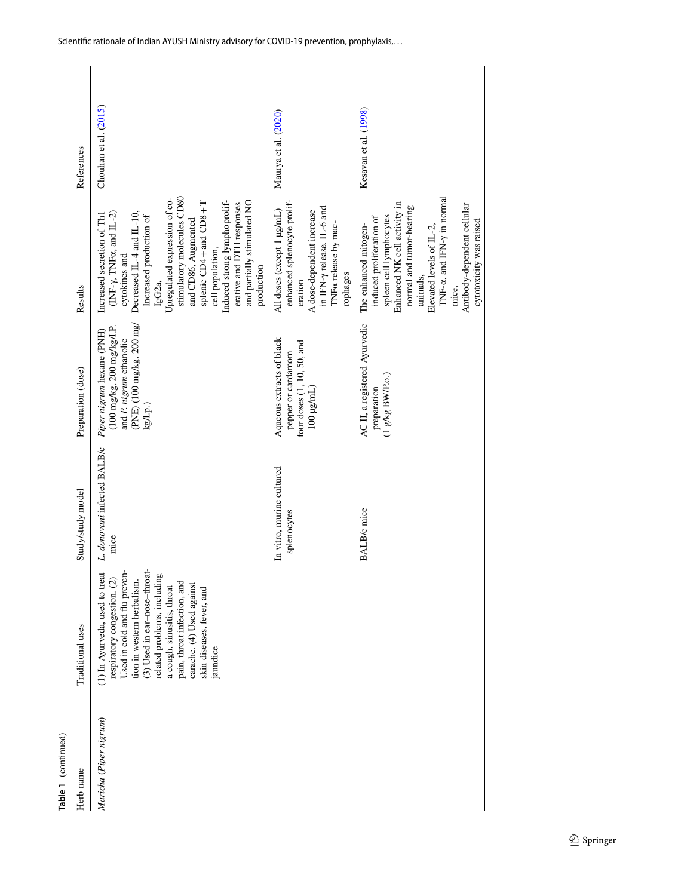**Table 1** (continued)

| Herb name | Traditional uses | Study/study model | Preparation (dose) | Results | References |
|---|---|---|---|---|---|
| Maricha (*Piper nigrum*) | (1) In Ayurveda, used to treat respiratory congestion. (2) Used in cold and flu prevention in western herbalism. (3) Used in ear–nose–throat-related problems, including a cough, sinusitis, throat pain, throat infection, and earache. (4) Used against skin diseases, fever, and jaundice | *L. donovani* infected BALB/c mice | *Piper nigrum* hexane (PNH) (100 mg/kg, 200 mg/kg/I.P. and *P. nigrum* ethanolic (PNE) (100 mg/kg, 200 mg/kg/I.p.) | Increased secretion of Th1 (INF-γ, TNFα, and IL-2) cytokines and Decreased IL-4 and IL-10, Increased production of IgG2a, Upregulated expression of co-stimulatory molecules CD80 and CD86, Augmented splenic CD4 + and CD8 + T cell population, Induced strong lymphoproliferative and DTH responses and partially stimulated NO production | Chouhan et al. (2015) |
| | | In vitro, murine cultured splenocytes | Aqueous extracts of black pepper or cardamom four doses (1, 10, 50, and 100 μg/mL) | All doses (except 1 μg/mL) enhanced splenocyte proliferation<br>A dose-dependent increase in IFN-γ release, IL-6 and TNFα release by macrophages | Maurya et al. (2020) |
| | | BALB/c mice | AC II, a registered Ayurvedic preparation (1 g/kg BW/Po.) | The enhanced mitogen-induced proliferation of spleen cell lymphocytes<br>Enhanced NK cell activity in normal and tumor-bearing animals,<br>Elevated levels of IL-2, TNF-α, and IFN-γ in normal mice,<br>Antibody-dependent cellular cytotoxicity was raised | Kesavan et al. (1998) |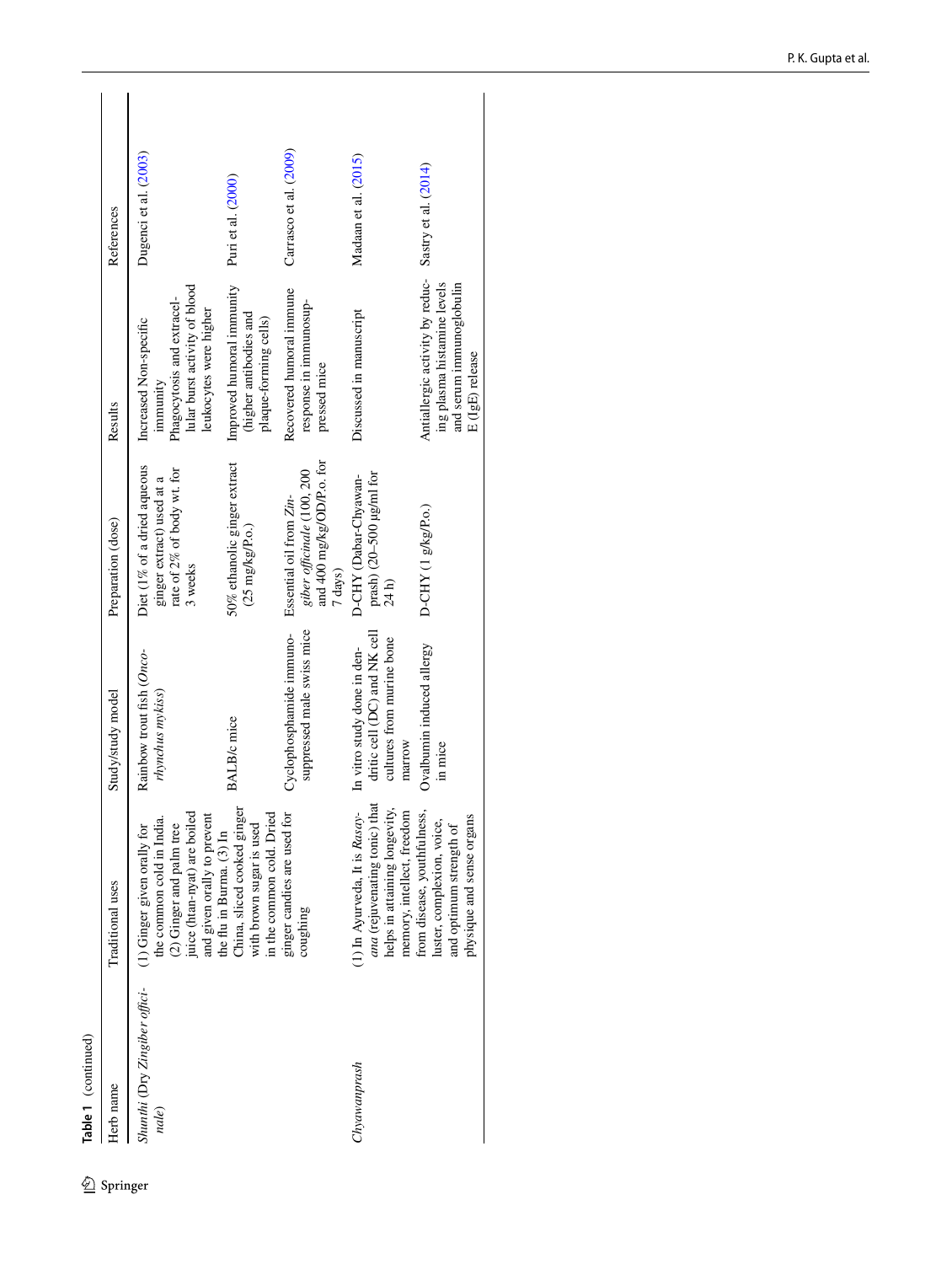**Table 1** (continued)

| Herb name | Traditional uses | Study/study model | Preparation (dose) | Results | References |
|---|---|---|---|---|---|
| *Shunthi* (Dry *Zingiber officinale*) | (1) Ginger given orally for the common cold in India. (2) Ginger and palm tree juice (htan-nyat) are boiled and given orally to prevent the flu in Burma. (3) In China, sliced cooked ginger with brown sugar is used in the common cold. Dried ginger candies are used for coughing | Rainbow trout fish (*Oncorhynchus mykiss*) | Diet (1% of a dried aqueous ginger extract) used at a rate of 2% of body wt. for 3 weeks | Increased Non-specific immunity Phagocytosis and extracellular burst activity of blood leukocytes were higher | Dugenci et al. (2003) |
| | | BALB/c mice | 50% ethanolic ginger extract (25 mg/kg/P.o.) | Improved humoral immunity (higher antibodies and plaque-forming cells) | Puri et al. (2000) |
| | | Cyclophosphamide immunosuppressed male swiss mice | Essential oil from *Zingiber officinale* (100, 200 and 400 mg/kg/OD/P.o. for 7 days) | Recovered humoral immune response in immunosuppressed mice | Carrasco et al. (2009) |
| *Chyawanprash* | (1) In Ayurveda, It is *Rasayana* (rejuvenating tonic) that helps in attaining longevity, memory, intellect, freedom from disease, youthfulness, luster, complexion, voice, and optimum strength of physique and sense organs | In vitro study done in dendritic cell (DC) and NK cell cultures from murine bone marrow | D-CHY (Dabar-Chyawanprash) (20–500 μg/ml for 24 h) | Discussed in manuscript | Madaan et al. (2015) |
| | | Ovalbumin induced allergy in mice | D-CHY (1 g/kg/P.o.) | Antiallergic activity by reducing plasma histamine levels and serum immunoglobulin E (IgE) release | Sastry et al. (2014) |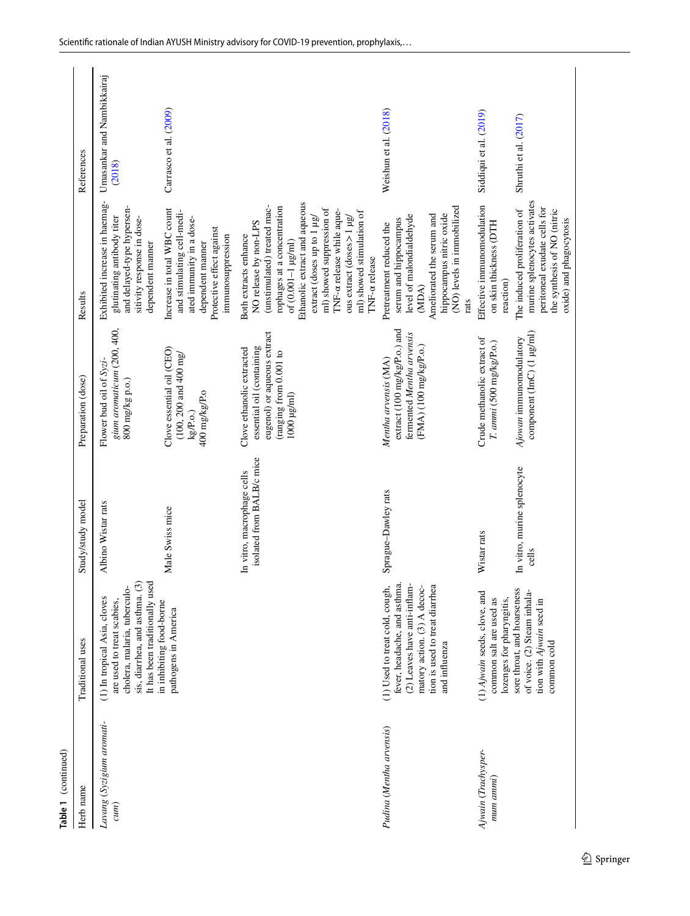**Table 1** (continued)

| Herb name | Traditional uses | Study/study model | Preparation (dose) | Results | References |
|---|---|---|---|---|---|
| *Lavang* (*Syzgium aromaticum*) | (1) In tropical Asia, cloves are used to treat scabies, cholera, malaria, tuberculosis, diarrhea, and asthma. (3) It has been traditionally used in inhibiting food-borne pathogens in America | Albino Wistar rats | Flower bud oil of *Syzygium aromaticum* (200, 400, 800 mg/kg p.o.) | Exhibited increase in haemagglutinating antibody titer and delayed-type hypersensitivity response in dose-dependent manner | Umasankar and Nambikkairaj (2018) |
| | | Male Swiss mice | Clove essential oil (CEO) (100, 200 and 400 mg/kg/P.o.)<br>400 mg/kg/P.o | Increase in total WBC count and stimulating cell-mediated immunity in a dose-dependent manner<br>Protective effect against immunosuppression | Carrasco et al. (2009) |
| | | In vitro, macrophage cells isolated from BALB/c mice | Clove ethanolic extracted essential oil (containing eugenol) or aqueous extract (ranging from 0.001 to 1000 µg/ml) | Both extracts enhance NO release by non-LPS (unstimulated) treated macrophages at a concentration of (0.001–1 µg/ml)<br>Ethanolic extract and aqueous extract (doses up to 1 µg/ml) showed suppression of TNF-α release while aqueous extract (doses > 1 µg/ml) showed stimulation of TNF-α release | |
| *Pudina* (*Mentha arvensis*) | (1) Used to treat cold, cough, fever, headache, and asthma. (2) Leaves have anti-inflammatory action. (3) A decoction is used to treat diarrhea and influenza | Sprague–Dawley rats | *Mentha arvensis* (MA) extract (100 mg/kg/P.o.) and fermented *Mentha arvensis* (FMA) (100 mg/kg/P.o.) | Pretreatment reduced the serum and hippocampus level of malondialdehyde (MDA)<br>Ameliorated the serum and hippocampus nitric oxide (NO) levels in immobilized rats | Weishun et al. (2018) |
| *Ajwain* (*Trachyspermum ammi*) | (1) *Ajwain* seeds, clove, and common salt are used as lozenges for pharyngitis, sore throat, and hoarseness of voice. (2) Steam inhalation with *Ajwain* seed in common cold | Wistar rats | Crude methanolic extract of *T. ammi* (500 mg/kg/P.o.) | Effective immunomodulation on skin thickness (DTH reaction) | Siddiqui et al. (2019) |
| | | In vitro, murine splenocyte cells | *Ajowan* immunomodulatory component (ImC) (1 µg/ml) | The induced proliferation of murine splenocytes activates peritoneal exudate cells for the synthesis of NO (nitric oxide) and phagocytosis | Shruthi et al. (2017) |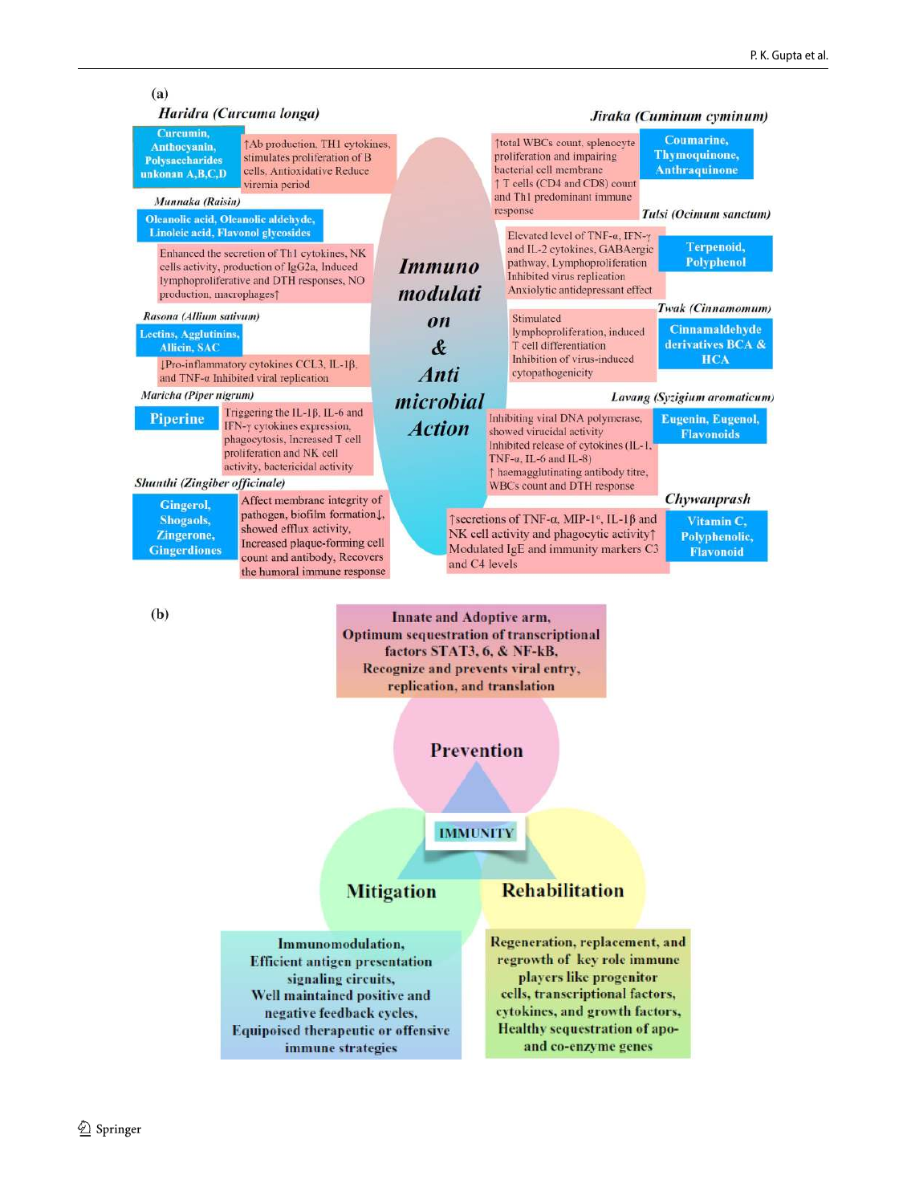(a)

**Immunomodulation & Anti microbial Action**

*Haridra (Curcuma longa)*

**Curcumin, Anthocyanin, Polysaccharides unkonan A,B,C,D**

↑Ab production, TH1 cytokines, stimulates proliferation of B cells, Antioxidative Reduce viremia period

*Munnaka (Raisin)*

**Oleanolic acid, Oleanolic aldehyde, Linoleic acid, Flavonol glycosides**

Enhanced the secretion of Th1 cytokines, NK cells activity, production of IgG2a, Induced lymphoproliferative and DTH responses, NO production, macrophages↑

*Rasona (Allium sativum)*

**Lectins, Agglutinins, Allicin, SAC**

↓Pro-inflammatory cytokines CCL3, IL-1β, and TNF-α Inhibited viral replication

*Maricha (Piper nigrum)*

**Piperine**

Triggering the IL-1β, IL-6 and IFN-γ cytokines expression, phagocytosis, Increased T cell proliferation and NK cell activity, bactericidal activity

*Shunthi (Zingiber officinale)*

**Gingerol, Shogaols, Zingerone, Gingerdiones**

Affect membrane integrity of pathogen, biofilm formation↓, showed efflux activity, Increased plaque-forming cell count and antibody, Recovers the humoral immune response

*Jiraka (Cuminum cyminum)*

**Coumarine, Thymoquinone, Anthraquinone**

↑total WBCs count, splenocyte proliferation and impairing bacterial cell membrane ↑ T cells (CD4 and CD8) count and Th1 predominant immune response

*Tulsi (Ocimum sanctum)*

**Terpenoid, Polyphenol**

Elevated level of TNF-α, IFN-γ and IL-2 cytokines, GABAergic pathway, Lymphoproliferation Inhibited virus replication Anxiolytic antidepressant effect

*Twak (Cinnamomum)*

**Cinnamaldehyde derivatives BCA & HCA**

Stimulated lymphoproliferation, induced T cell differentiation Inhibition of virus-induced cytopathogenicity

*Lavang (Syzigium aromaticum)*

**Eugenin, Eugenol, Flavonoids**

Inhibiting viral DNA polymerase, showed virucidal activity Inhibited release of cytokines (IL-1, TNF-α, IL-6 and IL-8) ↑ haemagglutinating antibody titre, WBCs count and DTH response

*Chywanprash*

**Vitamin C, Polyphenolic, Flavonoid**

↑secretions of TNF-α, MIP-1[c], IL-1β and NK cell activity and phagocytic activity↑ Modulated IgE and immunity markers C3 and C4 levels

(b)

**IMMUNITY**

**Prevention**

Innate and Adoptive arm, Optimum sequestration of transcriptional factors STAT3, 6, & NF-kB, Recognize and prevents viral entry, replication, and translation

**Mitigation**

Immunomodulation, Efficient antigen presentation signaling circuits, Well maintained positive and negative feedback cycles, Equipoised therapeutic or offensive immune strategies

**Rehabilitation**

Regeneration, replacement, and regrowth of key role immune players like progenitor cells, transcriptional factors, cytokines, and growth factors, Healthy sequestration of apo- and co-enzyme genes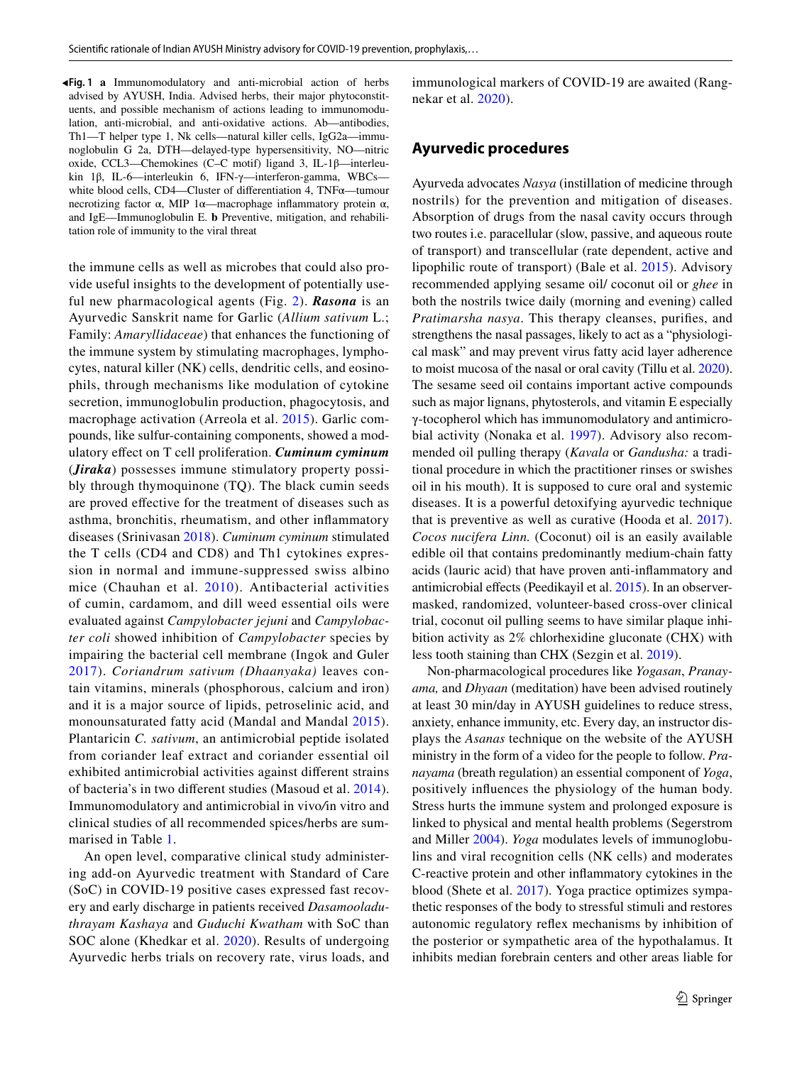◂**Fig. 1** **a** Immunomodulatory and anti-microbial action of herbs advised by AYUSH, India. Advised herbs, their major phytoconstituents, and possible mechanism of actions leading to immunomodulation, anti-microbial, and anti-oxidative actions. Ab—antibodies, Th1—T helper type 1, Nk cells—natural killer cells, IgG2a—immunoglobulin G 2a, DTH—delayed-type hypersensitivity, NO—nitric oxide, CCL3—Chemokines (C–C motif) ligand 3, IL-1β—interleukin 1β, IL-6—interleukin 6, IFN-γ—interferon-gamma, WBCs—white blood cells, CD4—Cluster of differentiation 4, TNFα—tumour necrotizing factor α, MIP 1α—macrophage inflammatory protein α, and IgE—Immunoglobulin E. **b** Preventive, mitigation, and rehabilitation role of immunity to the viral threat

the immune cells as well as microbes that could also provide useful insights to the development of potentially useful new pharmacological agents (Fig. 2). ***Rasona*** is an Ayurvedic Sanskrit name for Garlic (*Allium sativum* L.; Family: *Amaryllidaceae*) that enhances the functioning of the immune system by stimulating macrophages, lymphocytes, natural killer (NK) cells, dendritic cells, and eosinophils, through mechanisms like modulation of cytokine secretion, immunoglobulin production, phagocytosis, and macrophage activation (Arreola et al. 2015). Garlic compounds, like sulfur-containing components, showed a modulatory effect on T cell proliferation. ***Cuminum cyminum*** (***Jiraka***) possesses immune stimulatory property possibly through thymoquinone (TQ). The black cumin seeds are proved effective for the treatment of diseases such as asthma, bronchitis, rheumatism, and other inflammatory diseases (Srinivasan 2018). *Cuminum cyminum* stimulated the T cells (CD4 and CD8) and Th1 cytokines expression in normal and immune-suppressed swiss albino mice (Chauhan et al. 2010). Antibacterial activities of cumin, cardamom, and dill weed essential oils were evaluated against *Campylobacter jejuni* and *Campylobacter coli* showed inhibition of *Campylobacter* species by impairing the bacterial cell membrane (Ingok and Guler 2017). *Coriandrum sativum (Dhaanyaka)* leaves contain vitamins, minerals (phosphorous, calcium and iron) and it is a major source of lipids, petroselinic acid, and monounsaturated fatty acid (Mandal and Mandal 2015). Plantaricin *C. sativum*, an antimicrobial peptide isolated from coriander leaf extract and coriander essential oil exhibited antimicrobial activities against different strains of bacteria's in two different studies (Masoud et al. 2014). Immunomodulatory and antimicrobial in vivo/in vitro and clinical studies of all recommended spices/herbs are summarised in Table 1.

An open level, comparative clinical study administering add-on Ayurvedic treatment with Standard of Care (SoC) in COVID-19 positive cases expressed fast recovery and early discharge in patients received *Dasamooladuthrayam Kashaya* and *Guduchi Kwatham* with SoC than SOC alone (Khedkar et al. 2020). Results of undergoing Ayurvedic herbs trials on recovery rate, virus loads, and immunological markers of COVID-19 are awaited (Rangnekar et al. 2020).

## Ayurvedic procedures

Ayurveda advocates *Nasya* (instillation of medicine through nostrils) for the prevention and mitigation of diseases. Absorption of drugs from the nasal cavity occurs through two routes i.e. paracellular (slow, passive, and aqueous route of transport) and transcellular (rate dependent, active and lipophilic route of transport) (Bale et al. 2015). Advisory recommended applying sesame oil/ coconut oil or *ghee* in both the nostrils twice daily (morning and evening) called *Pratimarsha nasya*. This therapy cleanses, purifies, and strengthens the nasal passages, likely to act as a "physiological mask" and may prevent virus fatty acid layer adherence to moist mucosa of the nasal or oral cavity (Tillu et al. 2020). The sesame seed oil contains important active compounds such as major lignans, phytosterols, and vitamin E especially γ-tocopherol which has immunomodulatory and antimicrobial activity (Nonaka et al. 1997). Advisory also recommended oil pulling therapy (*Kavala* or *Gandusha:* a traditional procedure in which the practitioner rinses or swishes oil in his mouth). It is supposed to cure oral and systemic diseases. It is a powerful detoxifying ayurvedic technique that is preventive as well as curative (Hooda et al. 2017). *Cocos nucifera Linn.* (Coconut) oil is an easily available edible oil that contains predominantly medium-chain fatty acids (lauric acid) that have proven anti-inflammatory and antimicrobial effects (Peedikayil et al. 2015). In an observer-masked, randomized, volunteer-based cross-over clinical trial, coconut oil pulling seems to have similar plaque inhibition activity as 2% chlorhexidine gluconate (CHX) with less tooth staining than CHX (Sezgin et al. 2019).

Non-pharmacological procedures like *Yogasan*, *Pranayama,* and *Dhyaan* (meditation) have been advised routinely at least 30 min/day in AYUSH guidelines to reduce stress, anxiety, enhance immunity, etc. Every day, an instructor displays the *Asanas* technique on the website of the AYUSH ministry in the form of a video for the people to follow. *Pranayama* (breath regulation) an essential component of *Yoga*, positively influences the physiology of the human body. Stress hurts the immune system and prolonged exposure is linked to physical and mental health problems (Segerstrom and Miller 2004). *Yoga* modulates levels of immunoglobulins and viral recognition cells (NK cells) and moderates C-reactive protein and other inflammatory cytokines in the blood (Shete et al. 2017). Yoga practice optimizes sympathetic responses of the body to stressful stimuli and restores autonomic regulatory reflex mechanisms by inhibition of the posterior or sympathetic area of the hypothalamus. It inhibits median forebrain centers and other areas liable for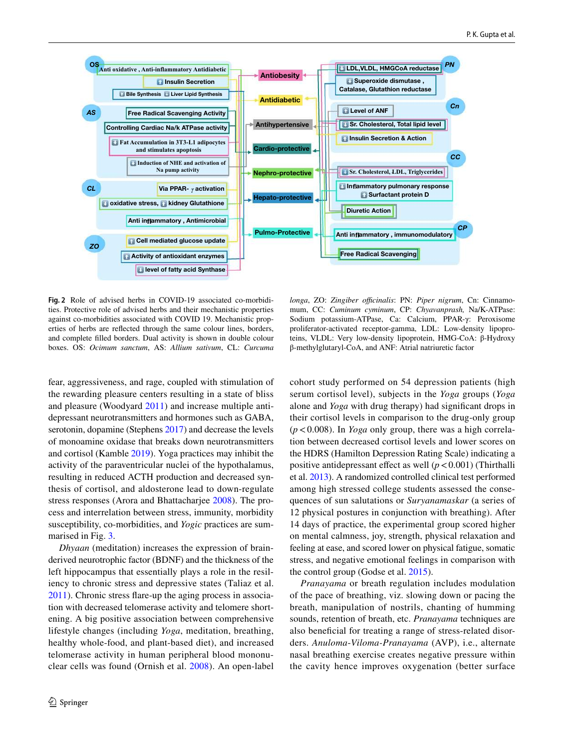**Fig. 2** Role of advised herbs in COVID-19 associated co-morbidities. Protective role of advised herbs and their mechanistic properties against co-morbidities associated with COVID 19. Mechanistic properties of herbs are reflected through the same colour lines, borders, and complete filled borders. Dual activity is shown in double colour boxes. OS: *Ocimum sanctum*, AS: *Allium sativum*, CL: *Curcuma longa*, ZO: *Zingiber officinalis*: PN: *Piper nigrum*, Cn: Cinnamomum, CC: *Cuminum cyminum*, CP: *Chyavanprash,* Na/K-ATPase: Sodium potassium-ATPase, Ca: Calcium, PPAR-γ: Peroxisome proliferator-activated receptor-gamma, LDL: Low-density lipoproteins, VLDL: Very low-density lipoprotein, HMG-CoA: β-Hydroxy β-methylglutaryl-CoA, and ANF: Atrial natriuretic factor

fear, aggressiveness, and rage, coupled with stimulation of the rewarding pleasure centers resulting in a state of bliss and pleasure (Woodyard 2011) and increase multiple anti-depressant neurotransmitters and hormones such as GABA, serotonin, dopamine (Stephens 2017) and decrease the levels of monoamine oxidase that breaks down neurotransmitters and cortisol (Kamble 2019). Yoga practices may inhibit the activity of the paraventricular nuclei of the hypothalamus, resulting in reduced ACTH production and decreased synthesis of cortisol, and aldosterone lead to down-regulate stress responses (Arora and Bhattacharjee 2008). The process and interrelation between stress, immunity, morbidity susceptibility, co-morbidities, and *Yogic* practices are summarised in Fig. 3.

*Dhyaan* (meditation) increases the expression of brain-derived neurotrophic factor (BDNF) and the thickness of the left hippocampus that essentially plays a role in the resiliency to chronic stress and depressive states (Taliaz et al. 2011). Chronic stress flare-up the aging process in association with decreased telomerase activity and telomere shortening. A big positive association between comprehensive lifestyle changes (including *Yoga*, meditation, breathing, healthy whole-food, and plant-based diet), and increased telomerase activity in human peripheral blood mononuclear cells was found (Ornish et al. 2008). An open-label cohort study performed on 54 depression patients (high serum cortisol level), subjects in the *Yoga* groups (*Yoga* alone and *Yoga* with drug therapy) had significant drops in their cortisol levels in comparison to the drug-only group ($p < 0.008$). In *Yoga* only group, there was a high correlation between decreased cortisol levels and lower scores on the HDRS (Hamilton Depression Rating Scale) indicating a positive antidepressant effect as well ($p < 0.001$) (Thirthalli et al. 2013). A randomized controlled clinical test performed among high stressed college students assessed the consequences of sun salutations or *Suryanamaskar* (a series of 12 physical postures in conjunction with breathing). After 14 days of practice, the experimental group scored higher on mental calmness, joy, strength, physical relaxation and feeling at ease, and scored lower on physical fatigue, somatic stress, and negative emotional feelings in comparison with the control group (Godse et al. 2015).

*Pranayama* or breath regulation includes modulation of the pace of breathing, viz. slowing down or pacing the breath, manipulation of nostrils, chanting of humming sounds, retention of breath, etc. *Pranayama* techniques are also beneficial for treating a range of stress-related disorders. *Anuloma-Viloma-Pranayama* (AVP), i.e., alternate nasal breathing exercise creates negative pressure within the cavity hence improves oxygenation (better surface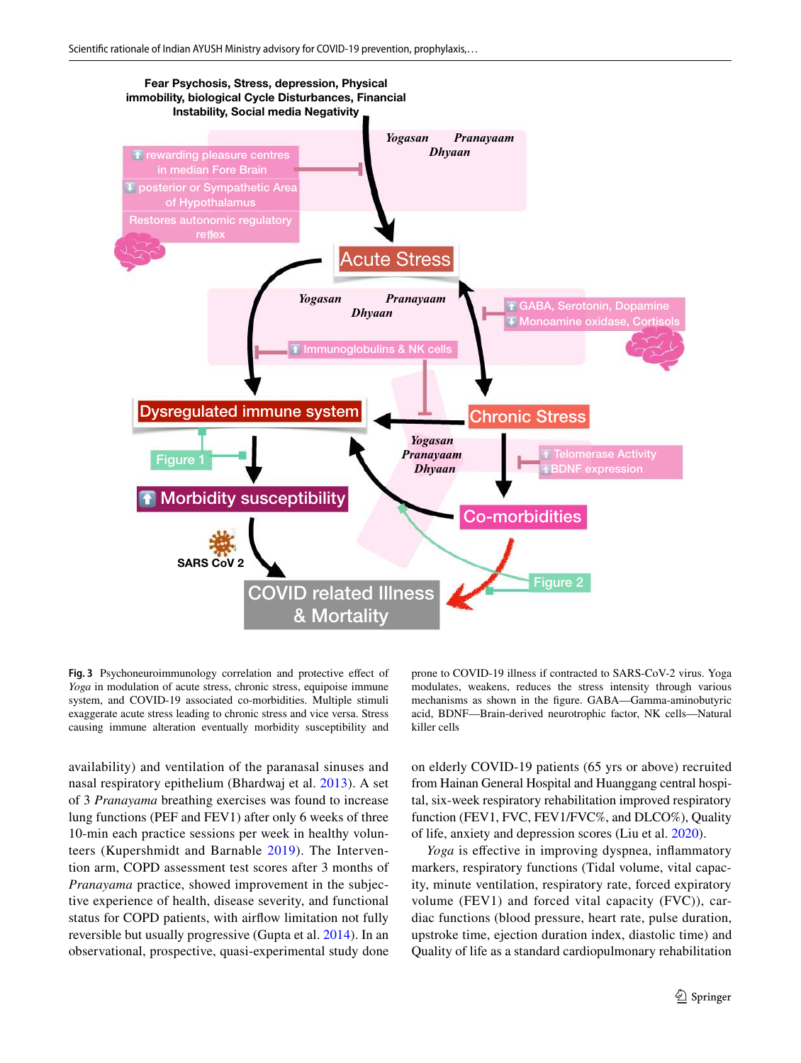**Fig. 3** Psychoneuroimmunology correlation and protective effect of *Yoga* in modulation of acute stress, chronic stress, equipoise immune system, and COVID-19 associated co-morbidities. Multiple stimuli exaggerate acute stress leading to chronic stress and vice versa. Stress causing immune alteration eventually morbidity susceptibility and prone to COVID-19 illness if contracted to SARS-CoV-2 virus. Yoga modulates, weakens, reduces the stress intensity through various mechanisms as shown in the figure. GABA—Gamma-aminobutyric acid, BDNF—Brain-derived neurotrophic factor, NK cells—Natural killer cells

availability) and ventilation of the paranasal sinuses and nasal respiratory epithelium (Bhardwaj et al. 2013). A set of 3 *Pranayama* breathing exercises was found to increase lung functions (PEF and FEV1) after only 6 weeks of three 10-min each practice sessions per week in healthy volunteers (Kupershmidt and Barnable 2019). The Intervention arm, COPD assessment test scores after 3 months of *Pranayama* practice, showed improvement in the subjective experience of health, disease severity, and functional status for COPD patients, with airflow limitation not fully reversible but usually progressive (Gupta et al. 2014). In an observational, prospective, quasi-experimental study done on elderly COVID-19 patients (65 yrs or above) recruited from Hainan General Hospital and Huanggang central hospital, six-week respiratory rehabilitation improved respiratory function (FEV1, FVC, FEV1/FVC%, and DLCO%), Quality of life, anxiety and depression scores (Liu et al. 2020).

*Yoga* is effective in improving dyspnea, inflammatory markers, respiratory functions (Tidal volume, vital capacity, minute ventilation, respiratory rate, forced expiratory volume (FEV1) and forced vital capacity (FVC)), cardiac functions (blood pressure, heart rate, pulse duration, upstroke time, ejection duration index, diastolic time) and Quality of life as a standard cardiopulmonary rehabilitation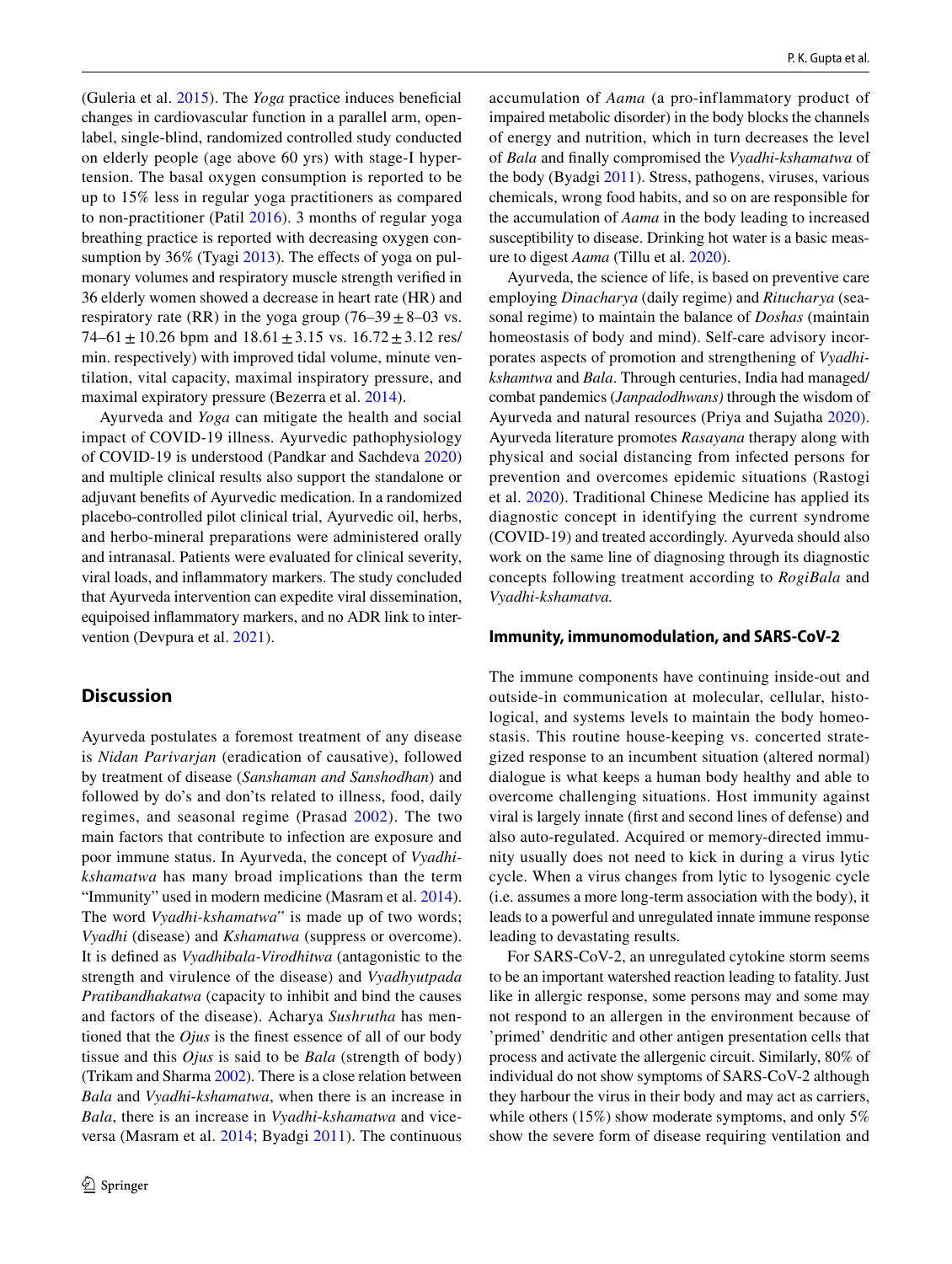(Guleria et al. 2015). The *Yoga* practice induces beneficial changes in cardiovascular function in a parallel arm, open-label, single-blind, randomized controlled study conducted on elderly people (age above 60 yrs) with stage-I hypertension. The basal oxygen consumption is reported to be up to 15% less in regular yoga practitioners as compared to non-practitioner (Patil 2016). 3 months of regular yoga breathing practice is reported with decreasing oxygen consumption by 36% (Tyagi 2013). The effects of yoga on pulmonary volumes and respiratory muscle strength verified in 36 elderly women showed a decrease in heart rate (HR) and respiratory rate (RR) in the yoga group (76–39 ± 8–03 vs. 74–61 ± 10.26 bpm and 18.61 ± 3.15 vs. 16.72 ± 3.12 res/min. respectively) with improved tidal volume, minute ventilation, vital capacity, maximal inspiratory pressure, and maximal expiratory pressure (Bezerra et al. 2014).

Ayurveda and *Yoga* can mitigate the health and social impact of COVID-19 illness. Ayurvedic pathophysiology of COVID-19 is understood (Pandkar and Sachdeva 2020) and multiple clinical results also support the standalone or adjuvant benefits of Ayurvedic medication. In a randomized placebo-controlled pilot clinical trial, Ayurvedic oil, herbs, and herbo-mineral preparations were administered orally and intranasal. Patients were evaluated for clinical severity, viral loads, and inflammatory markers. The study concluded that Ayurveda intervention can expedite viral dissemination, equipoised inflammatory markers, and no ADR link to intervention (Devpura et al. 2021).

## Discussion

Ayurveda postulates a foremost treatment of any disease is *Nidan Parivarjan* (eradication of causative), followed by treatment of disease (*Sanshaman and Sanshodhan*) and followed by do's and don'ts related to illness, food, daily regimes, and seasonal regime (Prasad 2002). The two main factors that contribute to infection are exposure and poor immune status. In Ayurveda, the concept of *Vyadhi-kshamatwa* has many broad implications than the term "Immunity" used in modern medicine (Masram et al. 2014). The word *Vyadhi-kshamatwa"* is made up of two words; *Vyadhi* (disease) and *Kshamatwa* (suppress or overcome). It is defined as *Vyadhibala-Virodhitwa* (antagonistic to the strength and virulence of the disease) and *Vyadhyutpada Pratibandhakatwa* (capacity to inhibit and bind the causes and factors of the disease). Acharya *Sushrutha* has mentioned that the *Ojus* is the finest essence of all of our body tissue and this *Ojus* is said to be *Bala* (strength of body) (Trikam and Sharma 2002). There is a close relation between *Bala* and *Vyadhi-kshamatwa*, when there is an increase in *Bala*, there is an increase in *Vyadhi-kshamatwa* and vice-versa (Masram et al. 2014; Byadgi 2011). The continuous accumulation of *Aama* (a pro-inflammatory product of impaired metabolic disorder) in the body blocks the channels of energy and nutrition, which in turn decreases the level of *Bala* and finally compromised the *Vyadhi-kshamatwa* of the body (Byadgi 2011). Stress, pathogens, viruses, various chemicals, wrong food habits, and so on are responsible for the accumulation of *Aama* in the body leading to increased susceptibility to disease. Drinking hot water is a basic measure to digest *Aama* (Tillu et al. 2020).

Ayurveda, the science of life, is based on preventive care employing *Dinacharya* (daily regime) and *Ritucharya* (seasonal regime) to maintain the balance of *Doshas* (maintain homeostasis of body and mind). Self-care advisory incorporates aspects of promotion and strengthening of *Vyadhi-kshamtwa* and *Bala*. Through centuries, India had managed/combat pandemics (*Janpadodhwans)* through the wisdom of Ayurveda and natural resources (Priya and Sujatha 2020). Ayurveda literature promotes *Rasayana* therapy along with physical and social distancing from infected persons for prevention and overcomes epidemic situations (Rastogi et al. 2020). Traditional Chinese Medicine has applied its diagnostic concept in identifying the current syndrome (COVID-19) and treated accordingly. Ayurveda should also work on the same line of diagnosing through its diagnostic concepts following treatment according to *RogiBala* and *Vyadhi-kshamatva.*

### Immunity, immunomodulation, and SARS-CoV-2

The immune components have continuing inside-out and outside-in communication at molecular, cellular, histological, and systems levels to maintain the body homeostasis. This routine house-keeping vs. concerted strategized response to an incumbent situation (altered normal) dialogue is what keeps a human body healthy and able to overcome challenging situations. Host immunity against viral is largely innate (first and second lines of defense) and also auto-regulated. Acquired or memory-directed immunity usually does not need to kick in during a virus lytic cycle. When a virus changes from lytic to lysogenic cycle (i.e. assumes a more long-term association with the body), it leads to a powerful and unregulated innate immune response leading to devastating results.

For SARS-CoV-2, an unregulated cytokine storm seems to be an important watershed reaction leading to fatality. Just like in allergic response, some persons may and some may not respond to an allergen in the environment because of 'primed' dendritic and other antigen presentation cells that process and activate the allergenic circuit. Similarly, 80% of individual do not show symptoms of SARS-CoV-2 although they harbour the virus in their body and may act as carriers, while others (15%) show moderate symptoms, and only 5% show the severe form of disease requiring ventilation and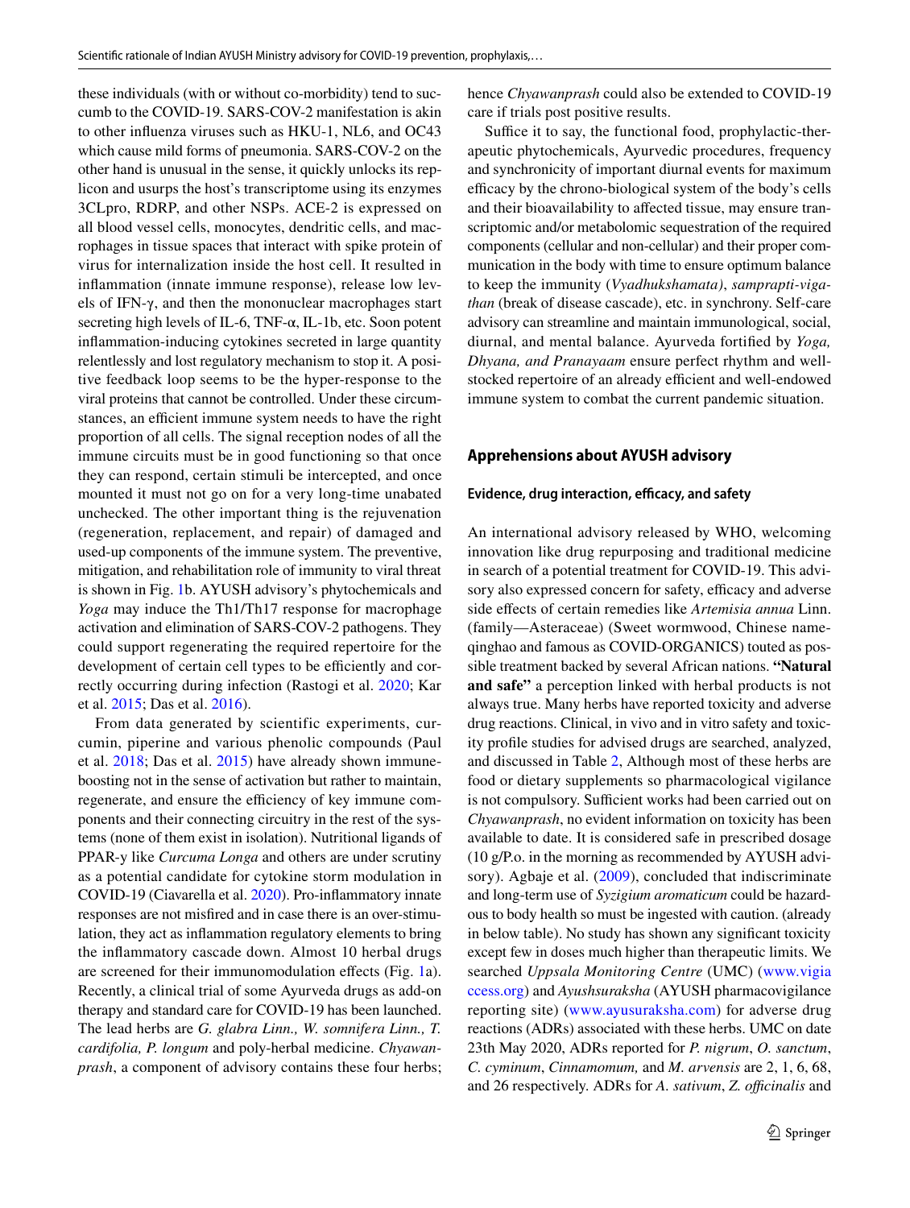these individuals (with or without co-morbidity) tend to succumb to the COVID-19. SARS-COV-2 manifestation is akin to other influenza viruses such as HKU-1, NL6, and OC43 which cause mild forms of pneumonia. SARS-COV-2 on the other hand is unusual in the sense, it quickly unlocks its replicon and usurps the host's transcriptome using its enzymes 3CLpro, RDRP, and other NSPs. ACE-2 is expressed on all blood vessel cells, monocytes, dendritic cells, and macrophages in tissue spaces that interact with spike protein of virus for internalization inside the host cell. It resulted in inflammation (innate immune response), release low levels of IFN-γ, and then the mononuclear macrophages start secreting high levels of IL-6, TNF-α, IL-1b, etc. Soon potent inflammation-inducing cytokines secreted in large quantity relentlessly and lost regulatory mechanism to stop it. A positive feedback loop seems to be the hyper-response to the viral proteins that cannot be controlled. Under these circumstances, an efficient immune system needs to have the right proportion of all cells. The signal reception nodes of all the immune circuits must be in good functioning so that once they can respond, certain stimuli be intercepted, and once mounted it must not go on for a very long-time unabated unchecked. The other important thing is the rejuvenation (regeneration, replacement, and repair) of damaged and used-up components of the immune system. The preventive, mitigation, and rehabilitation role of immunity to viral threat is shown in Fig. 1b. AYUSH advisory's phytochemicals and *Yoga* may induce the Th1/Th17 response for macrophage activation and elimination of SARS-COV-2 pathogens. They could support regenerating the required repertoire for the development of certain cell types to be efficiently and correctly occurring during infection (Rastogi et al. 2020; Kar et al. 2015; Das et al. 2016).

From data generated by scientific experiments, curcumin, piperine and various phenolic compounds (Paul et al. 2018; Das et al. 2015) have already shown immune-boosting not in the sense of activation but rather to maintain, regenerate, and ensure the efficiency of key immune components and their connecting circuitry in the rest of the systems (none of them exist in isolation). Nutritional ligands of PPAR-y like *Curcuma Longa* and others are under scrutiny as a potential candidate for cytokine storm modulation in COVID-19 (Ciavarella et al. 2020). Pro-inflammatory innate responses are not misfired and in case there is an over-stimulation, they act as inflammation regulatory elements to bring the inflammatory cascade down. Almost 10 herbal drugs are screened for their immunomodulation effects (Fig. 1a). Recently, a clinical trial of some Ayurveda drugs as add-on therapy and standard care for COVID-19 has been launched. The lead herbs are *G. glabra Linn., W. somnifera Linn., T. cardifolia, P. longum* and poly-herbal medicine. *Chyawanprash*, a component of advisory contains these four herbs; hence *Chyawanprash* could also be extended to COVID-19 care if trials post positive results.

Suffice it to say, the functional food, prophylactic-therapeutic phytochemicals, Ayurvedic procedures, frequency and synchronicity of important diurnal events for maximum efficacy by the chrono-biological system of the body's cells and their bioavailability to affected tissue, may ensure transcriptomic and/or metabolomic sequestration of the required components (cellular and non-cellular) and their proper communication in the body with time to ensure optimum balance to keep the immunity (*Vyadhukshamata)*, *samprapti-vigathan* (break of disease cascade), etc. in synchrony. Self-care advisory can streamline and maintain immunological, social, diurnal, and mental balance. Ayurveda fortified by *Yoga, Dhyana, and Pranayaam* ensure perfect rhythm and well-stocked repertoire of an already efficient and well-endowed immune system to combat the current pandemic situation.

## Apprehensions about AYUSH advisory

### Evidence, drug interaction, efficacy, and safety

An international advisory released by WHO, welcoming innovation like drug repurposing and traditional medicine in search of a potential treatment for COVID-19. This advisory also expressed concern for safety, efficacy and adverse side effects of certain remedies like *Artemisia annua* Linn. (family—Asteraceae) (Sweet wormwood, Chinese name-qinghao and famous as COVID-ORGANICS) touted as possible treatment backed by several African nations. **"Natural and safe"** a perception linked with herbal products is not always true. Many herbs have reported toxicity and adverse drug reactions. Clinical, in vivo and in vitro safety and toxicity profile studies for advised drugs are searched, analyzed, and discussed in Table 2, Although most of these herbs are food or dietary supplements so pharmacological vigilance is not compulsory. Sufficient works had been carried out on *Chyawanprash*, no evident information on toxicity has been available to date. It is considered safe in prescribed dosage (10 g/P.o. in the morning as recommended by AYUSH advisory). Agbaje et al. (2009), concluded that indiscriminate and long-term use of *Syzigium aromaticum* could be hazardous to body health so must be ingested with caution. (already in below table). No study has shown any significant toxicity except few in doses much higher than therapeutic limits. We searched *Uppsala Monitoring Centre* (UMC) (www.vigiaccess.org) and *Ayushsuraksha* (AYUSH pharmacovigilance reporting site) (www.ayusuraksha.com) for adverse drug reactions (ADRs) associated with these herbs. UMC on date 23th May 2020, ADRs reported for *P. nigrum*, *O. sanctum*, *C. cyminum*, *Cinnamomum,* and *M. arvensis* are 2, 1, 6, 68, and 26 respectively. ADRs for *A. sativum*, *Z. officinalis* and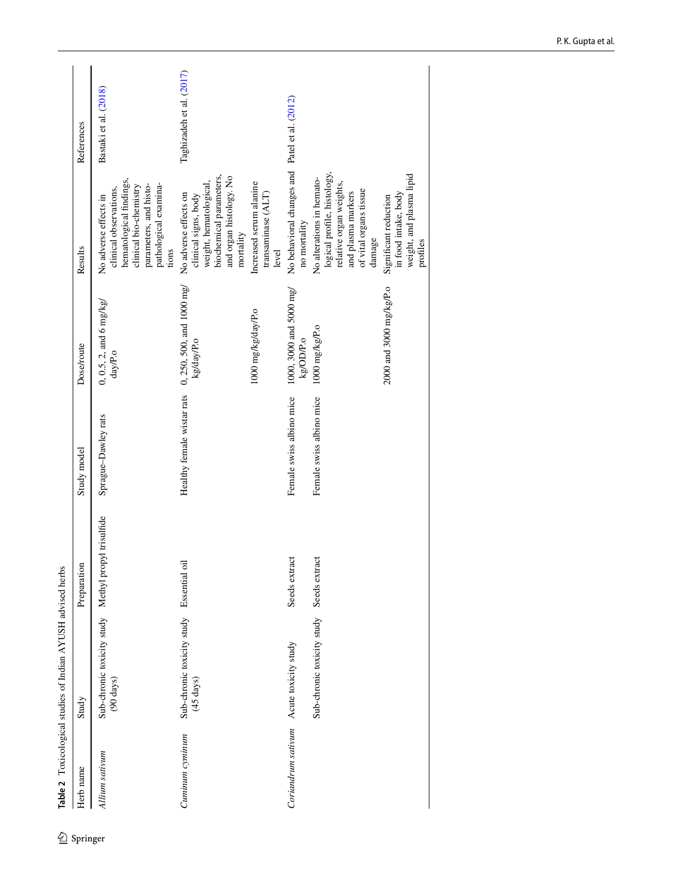**Table 2** Toxicological studies of Indian AYUSH advised herbs

| Herb name | Study | Preparation | Study model | Dose/route | Results | References |
|---|---|---|---|---|---|---|
| *Allium sativum* | Sub-chronic toxicity study (90 days) | Methyl propyl trisulfide | Sprague–Dawley rats | 0, 0.5, 2, and 6 mg/kg/day/P.o | No adverse effects in clinical observations, hematological findings, clinical bio-chemistry parameters, and histo-pathological examinations | Bastaki et al. (2018) |
| *Cuminum cyminum* | Sub-chronic toxicity study (45 days) | Essential oil | Healthy female wistar rats | 0, 250, 500, and 1000 mg/kg/day/P.o | No adverse effects on clinical signs, body weight, hematological, biochemical parameters, and organ histology. No mortality | Taghizadeh et al. (2017) |
| | | | | 1000 mg/kg/day/P.o | Increased serum alanine transaminase (ALT) level | |
| *Coriandrum sativum* | Acute toxicity study | Seeds extract | Female swiss albino mice | 1000, 3000 and 5000 mg/kg/OD/P.o | No behavioral changes and no mortality | Patel et al. (2012) |
| | Sub-chronic toxicity study | Seeds extract | Female swiss albino mice | 1000 mg/kg/P.o | No alterations in hematological profile, histology, relative organ weights, and plasma markers of vital organs tissue damage | |
| | | | | 2000 and 3000 mg/kg/P.o | Significant reduction in food intake, body weight, and plasma lipid profiles | |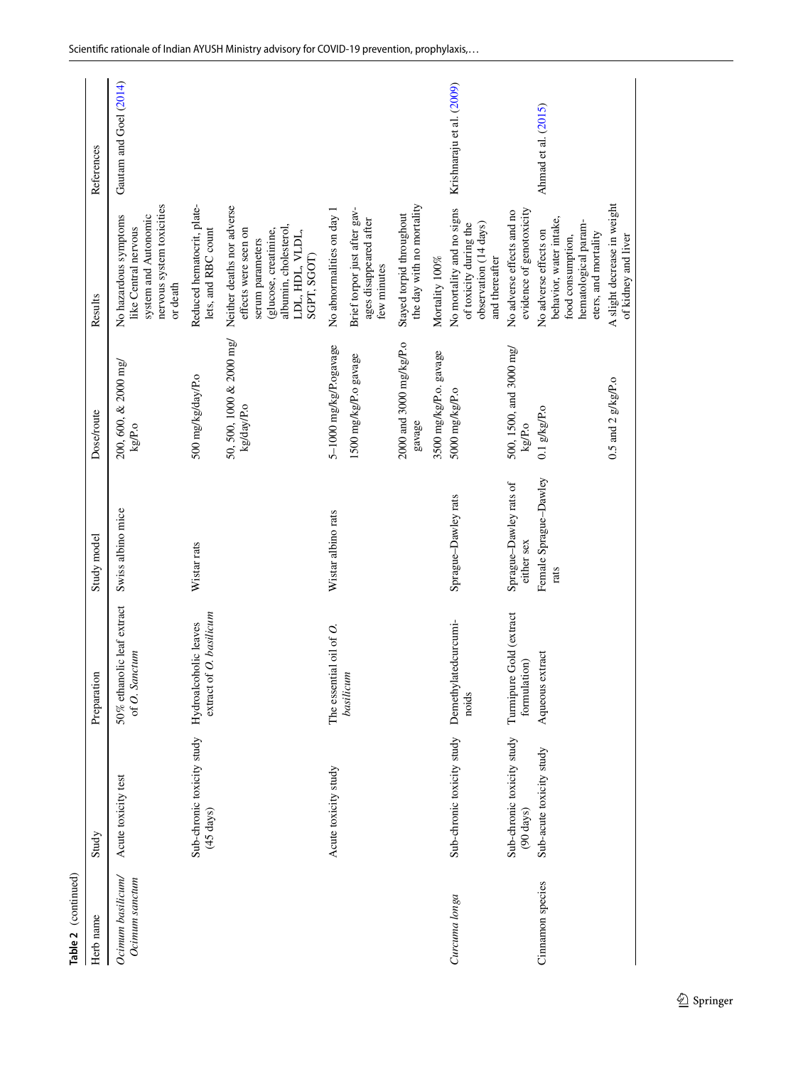**Table 2** (continued)

| Herb name | Study | Preparation | Study model | Dose/route | Results | References |
|---|---|---|---|---|---|---|
| *Ocimum basilicum*/*Ocimum sanctum* | Acute toxicity test | 50% ethanolic leaf extract of *O. Sanctum* | Swiss albino mice | 200, 600, & 2000 mg/kg/P.o | No hazardous symptoms like Central nervous system and Autonomic nervous system toxicities or death | Gautam and Goel (2014) |
| | Sub-chronic toxicity study (45 days) | Hydroalcoholic leaves extract of *O. basilicum* | Wistar rats | 500 mg/kg/day/P.o | Reduced hematocrit, platelets, and RBC count | |
| | | | | 50, 500, 1000 & 2000 mg/kg/day/P.o | Neither deaths nor adverse effects were seen on serum parameters (glucose, creatinine, albumin, cholesterol, LDL, HDL, VLDL, SGPT, SGOT) | |
| | Acute toxicity study | The essential oil of *O. basilicum* | Wistar albino rats | 5–1000 mg/kg/P.ogavage | No abnormalities on day 1 | |
| | | | | 1500 mg/kg/P.o gavage | Brief torpor just after gavages disappeared after few minutes | |
| | | | | 2000 and 3000 mg/kg/P.o gavage | Stayed torpid throughout the day with no mortality | |
| | | | | 3500 mg/kg/P.o. gavage | Mortality 100% | |
| *Curcuma longa* | Sub-chronic toxicity study | Demethylatedcurcuminoids | Sprague–Dawley rats | 5000 mg/kg/P.o | No mortality and no signs of toxicity during the observation (14 days) and thereafter | Krishnaraju et al. (2009) |
| | Sub-chronic toxicity study (90 days) | Turmipure Gold (extract formulation) | Sprague–Dawley rats of either sex | 500, 1500, and 3000 mg/kg/P.o | No adverse effects and no evidence of genotoxicity | |
| Cinnamon species | Sub-acute toxicity study | Aqueous extract | Female Sprague–Dawley rats | 0.1 g/kg/P.o | No adverse effects on behavior, water intake, food consumption, hematological parameters, and mortality | Ahmad et al. (2015) |
| | | | | 0.5 and 2 g/kg/P.o | A slight decrease in weight of kidney and liver | |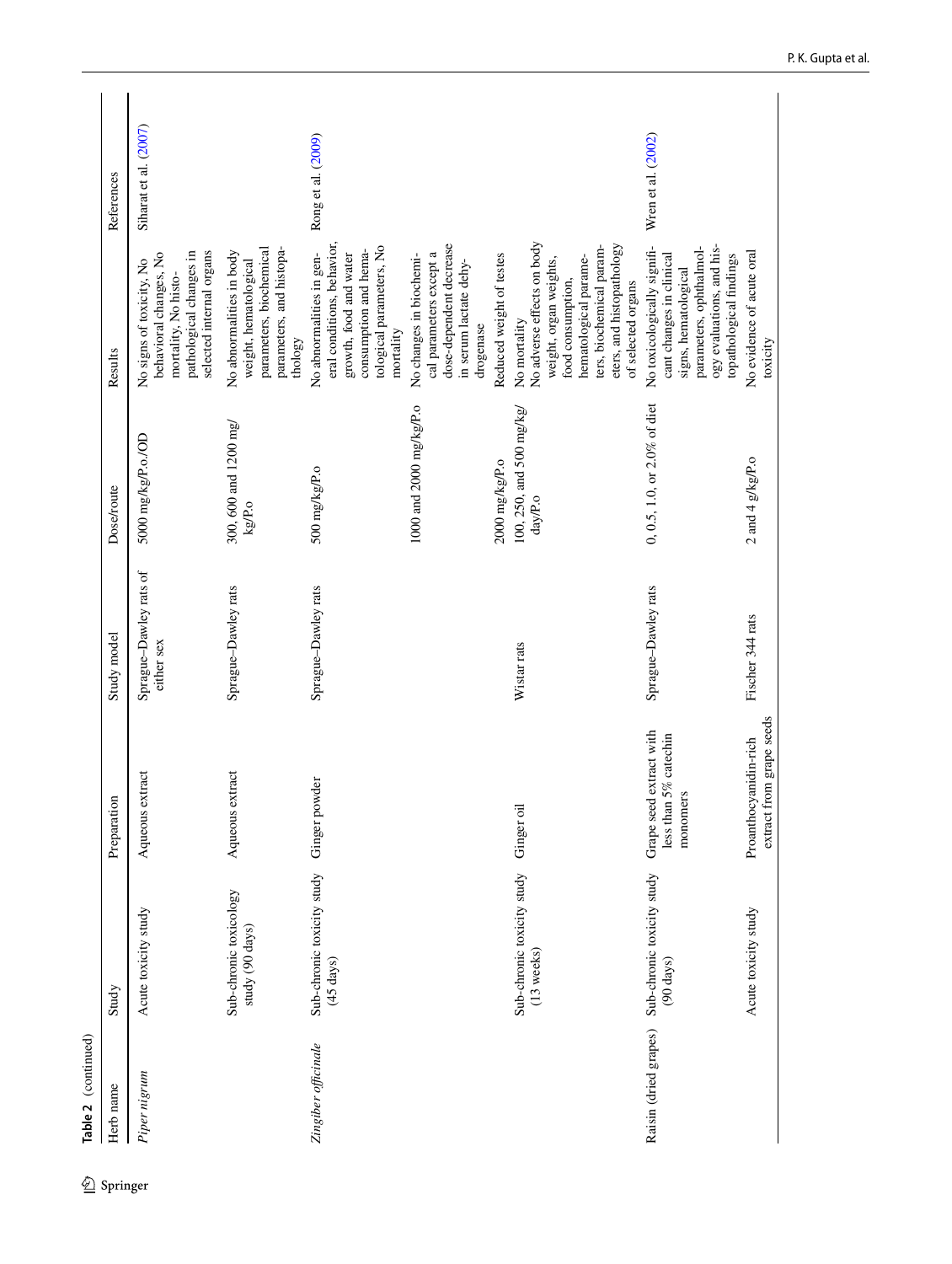**Table 2** (continued)

| Herb name | Study | Preparation | Study model | Dose/route | Results | References |
|---|---|---|---|---|---|---|
| *Piper nigrum* | Acute toxicity study | Aqueous extract | Sprague–Dawley rats of either sex | 5000 mg/kg/P.o./OD | No signs of toxicity, No behavioral changes, No mortality, No histopathological changes in selected internal organs | Siharat et al. (2007) |
| | Sub-chronic toxicology study (90 days) | Aqueous extract | Sprague–Dawley rats | 300, 600 and 1200 mg/kg/P.o | No abnormalities in body weight, hematological parameters, biochemical parameters, and histopathology | |
| *Zingiber officinale* | Sub-chronic toxicity study (45 days) | Ginger powder | Sprague–Dawley rats | 500 mg/kg/P.o | No abnormalities in general conditions, behavior, growth, food and water consumption and hematological parameters, No mortality | Rong et al. (2009) |
| | | | | 1000 and 2000 mg/kg/P.o | No changes in biochemical parameters except a dose-dependent decrease in serum lactate dehydrogenase | |
| | | | | 2000 mg/kg/P.o | Reduced weight of testes | |
| | Sub-chronic toxicity study (13 weeks) | Ginger oil | Wistar rats | 100, 250, and 500 mg/kg/day/P.o | No mortality<br>No adverse effects on body weight, organ weights, food consumption, hematological parameters, biochemical parameters, and histopathology of selected organs | |
| Raisin (dried grapes) | Sub-chronic toxicity study (90 days) | Grape seed extract with less than 5% catechin monomers | Sprague–Dawley rats | 0, 0.5, 1.0, or 2.0% of diet | No toxicologically significant changes in clinical signs, hematological parameters, ophthalmology evaluations, and histopathological findings | Wren et al. (2002) |
| | Acute toxicity study | Proanthocyanidin-rich extract from grape seeds | Fischer 344 rats | 2 and 4 g/kg/P.o | No evidence of acute oral toxicity | |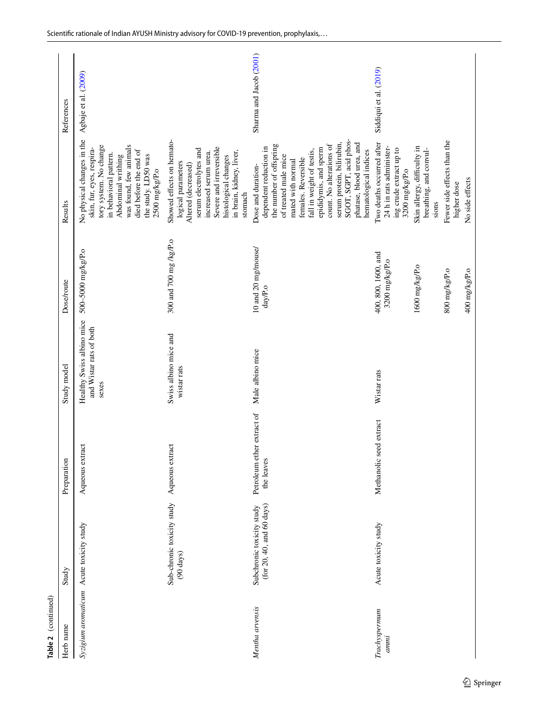**Table 2** (continued)

| Herb name | Study | Preparation | Study model | Dose/route | Results | References |
|---|---|---|---|---|---|---|
| *Syzygium aromaticum* | Acute toxicity study | Aqueous extract | Healthy Swiss albino mice and Wistar rats of both sexes | 500–5000 mg/kg/P.o | No physical changes in the skin, fur, eyes, respiratory system. No change in behavioral pattern. Abdominal writhing was found, few animals died before the end of the study. LD50 was 2500 mg/kg/P.o | Agbaje et al. (2009) |
| | Sub-chronic toxicity study (90 days) | Aqueous extract | Swiss albino mice and wistar rats | 300 and 700 mg /kg/P.o | Showed effects on hematological parameters Altered (decreased) serum electrolytes and increased serum urea. Severe and irreversible histological changes in brain, kidney, liver, stomach | |
| *Mentha arvensis* | Subchronic toxicity study (for 20, 40, and 60 days) | Petroleum ether extract of the leaves | Male albino mice | 10 and 20 mg/mouse/day/P.o | Dose and duration-dependent reduction in the number of offspring of treated male mice mated with normal females. Reversible fall in weight of testis, epididymis, and sperm count. No alterations of serum protein, bilirubin, SGOT, SGPT, acid phosphatase, blood urea, and hematological indices | Sharma and Jacob (2001) |
| *Trachyspermum ammi* | Acute toxicity study | Methanolic seed extract | Wistar rats | 400, 800, 1600, and 3200 mg/kg/P.o | Two deaths occurred after 24 h in rats administering crude extract up to 3200 mg/kg/P.o | Siddiqui et al. (2019) |
| | | | | 1600 mg/kg/P.o | Skin allergy, difficulty in breathing, and convulsions | |
| | | | | 800 mg/kg/P.o | Fewer side effects than the higher dose | |
| | | | | 400 mg/kg/P.o | No side effects | |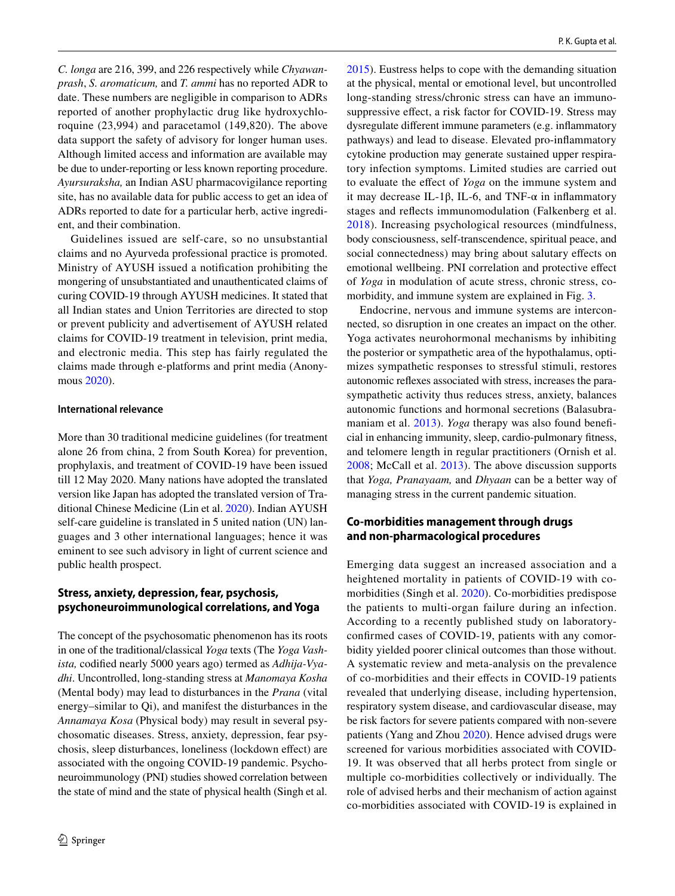*C. longa* are 216, 399, and 226 respectively while *Chyawanprash*, *S. aromaticum,* and *T. ammi* has no reported ADR to date. These numbers are negligible in comparison to ADRs reported of another prophylactic drug like hydroxychloroquine (23,994) and paracetamol (149,820). The above data support the safety of advisory for longer human uses. Although limited access and information are available may be due to under-reporting or less known reporting procedure. *Ayursuraksha,* an Indian ASU pharmacovigilance reporting site, has no available data for public access to get an idea of ADRs reported to date for a particular herb, active ingredient, and their combination.

Guidelines issued are self-care, so no unsubstantial claims and no Ayurveda professional practice is promoted. Ministry of AYUSH issued a notification prohibiting the mongering of unsubstantiated and unauthenticated claims of curing COVID-19 through AYUSH medicines. It stated that all Indian states and Union Territories are directed to stop or prevent publicity and advertisement of AYUSH related claims for COVID-19 treatment in television, print media, and electronic media. This step has fairly regulated the claims made through e-platforms and print media (Anonymous 2020).

#### International relevance

More than 30 traditional medicine guidelines (for treatment alone 26 from china, 2 from South Korea) for prevention, prophylaxis, and treatment of COVID-19 have been issued till 12 May 2020. Many nations have adopted the translated version like Japan has adopted the translated version of Traditional Chinese Medicine (Lin et al. 2020). Indian AYUSH self-care guideline is translated in 5 united nation (UN) languages and 3 other international languages; hence it was eminent to see such advisory in light of current science and public health prospect.

### Stress, anxiety, depression, fear, psychosis, psychoneuroimmunological correlations, and Yoga

The concept of the psychosomatic phenomenon has its roots in one of the traditional/classical *Yoga* texts (The *Yoga Vashista,* codified nearly 5000 years ago) termed as *Adhija-Vyadhi*. Uncontrolled, long-standing stress at *Manomaya Kosha* (Mental body) may lead to disturbances in the *Prana* (vital energy–similar to Qi), and manifest the disturbances in the *Annamaya Kosa* (Physical body) may result in several psychosomatic diseases. Stress, anxiety, depression, fear psychosis, sleep disturbances, loneliness (lockdown effect) are associated with the ongoing COVID-19 pandemic. Psychoneuroimmunology (PNI) studies showed correlation between the state of mind and the state of physical health (Singh et al. 2015). Eustress helps to cope with the demanding situation at the physical, mental or emotional level, but uncontrolled long-standing stress/chronic stress can have an immunosuppressive effect, a risk factor for COVID-19. Stress may dysregulate different immune parameters (e.g. inflammatory pathways) and lead to disease. Elevated pro-inflammatory cytokine production may generate sustained upper respiratory infection symptoms. Limited studies are carried out to evaluate the effect of *Yoga* on the immune system and it may decrease IL-1β, IL-6, and TNF-α in inflammatory stages and reflects immunomodulation (Falkenberg et al. 2018). Increasing psychological resources (mindfulness, body consciousness, self-transcendence, spiritual peace, and social connectedness) may bring about salutary effects on emotional wellbeing. PNI correlation and protective effect of *Yoga* in modulation of acute stress, chronic stress, co-morbidity, and immune system are explained in Fig. 3.

Endocrine, nervous and immune systems are interconnected, so disruption in one creates an impact on the other. Yoga activates neurohormonal mechanisms by inhibiting the posterior or sympathetic area of the hypothalamus, optimizes sympathetic responses to stressful stimuli, restores autonomic reflexes associated with stress, increases the parasympathetic activity thus reduces stress, anxiety, balances autonomic functions and hormonal secretions (Balasubramaniam et al. 2013). *Yoga* therapy was also found beneficial in enhancing immunity, sleep, cardio-pulmonary fitness, and telomere length in regular practitioners (Ornish et al. 2008; McCall et al. 2013). The above discussion supports that *Yoga, Pranayaam,* and *Dhyaan* can be a better way of managing stress in the current pandemic situation.

### Co-morbidities management through drugs and non-pharmacological procedures

Emerging data suggest an increased association and a heightened mortality in patients of COVID-19 with co-morbidities (Singh et al. 2020). Co-morbidities predispose the patients to multi-organ failure during an infection. According to a recently published study on laboratory-confirmed cases of COVID-19, patients with any comorbidity yielded poorer clinical outcomes than those without. A systematic review and meta-analysis on the prevalence of co-morbidities and their effects in COVID-19 patients revealed that underlying disease, including hypertension, respiratory system disease, and cardiovascular disease, may be risk factors for severe patients compared with non-severe patients (Yang and Zhou 2020). Hence advised drugs were screened for various morbidities associated with COVID-19. It was observed that all herbs protect from single or multiple co-morbidities collectively or individually. The role of advised herbs and their mechanism of action against co-morbidities associated with COVID-19 is explained in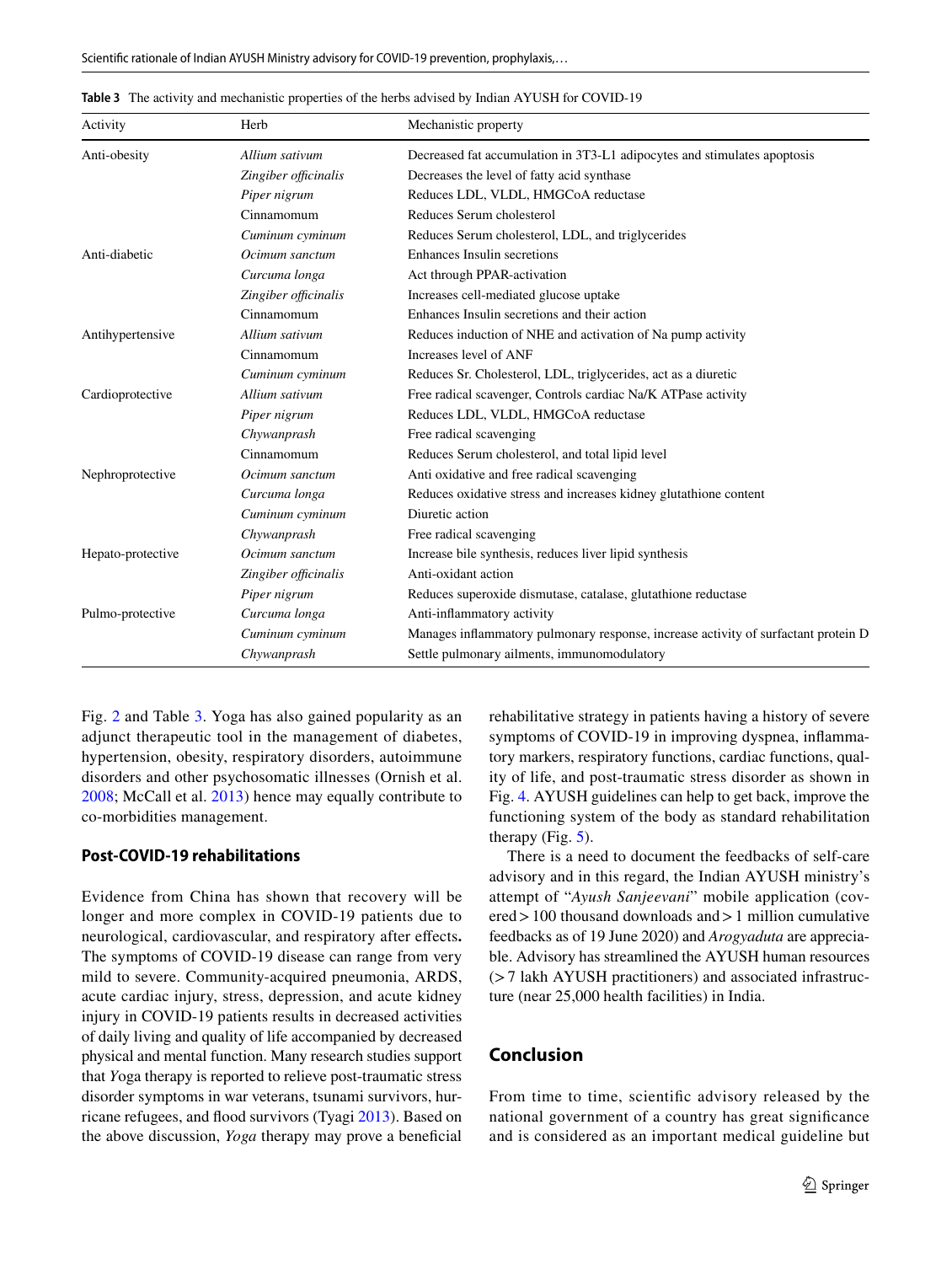Table 3 The activity and mechanistic properties of the herbs advised by Indian AYUSH for COVID-19

| Activity | Herb | Mechanistic property |
|---|---|---|
| Anti-obesity | *Allium sativum* | Decreased fat accumulation in 3T3-L1 adipocytes and stimulates apoptosis |
| | *Zingiber officinalis* | Decreases the level of fatty acid synthase |
| | *Piper nigrum* | Reduces LDL, VLDL, HMGCoA reductase |
| | Cinnamomum | Reduces Serum cholesterol |
| | *Cuminum cyminum* | Reduces Serum cholesterol, LDL, and triglycerides |
| Anti-diabetic | *Ocimum sanctum* | Enhances Insulin secretions |
| | *Curcuma longa* | Act through PPAR-activation |
| | *Zingiber officinalis* | Increases cell-mediated glucose uptake |
| | Cinnamomum | Enhances Insulin secretions and their action |
| Antihypertensive | *Allium sativum* | Reduces induction of NHE and activation of Na pump activity |
| | Cinnamomum | Increases level of ANF |
| | *Cuminum cyminum* | Reduces Sr. Cholesterol, LDL, triglycerides, act as a diuretic |
| Cardioprotective | *Allium sativum* | Free radical scavenger, Controls cardiac Na/K ATPase activity |
| | *Piper nigrum* | Reduces LDL, VLDL, HMGCoA reductase |
| | *Chywanprash* | Free radical scavenging |
| | Cinnamomum | Reduces Serum cholesterol, and total lipid level |
| Nephroprotective | *Ocimum sanctum* | Anti oxidative and free radical scavenging |
| | *Curcuma longa* | Reduces oxidative stress and increases kidney glutathione content |
| | *Cuminum cyminum* | Diuretic action |
| | *Chywanprash* | Free radical scavenging |
| Hepato-protective | *Ocimum sanctum* | Increase bile synthesis, reduces liver lipid synthesis |
| | *Zingiber officinalis* | Anti-oxidant action |
| | *Piper nigrum* | Reduces superoxide dismutase, catalase, glutathione reductase |
| Pulmo-protective | *Curcuma longa* | Anti-inflammatory activity |
| | *Cuminum cyminum* | Manages inflammatory pulmonary response, increase activity of surfactant protein D |
| | *Chywanprash* | Settle pulmonary ailments, immunomodulatory |

Fig. 2 and Table 3. Yoga has also gained popularity as an adjunct therapeutic tool in the management of diabetes, hypertension, obesity, respiratory disorders, autoimmune disorders and other psychosomatic illnesses (Ornish et al. 2008; McCall et al. 2013) hence may equally contribute to co-morbidities management.

### Post-COVID-19 rehabilitations

Evidence from China has shown that recovery will be longer and more complex in COVID-19 patients due to neurological, cardiovascular, and respiratory after effects**.** The symptoms of COVID-19 disease can range from very mild to severe. Community-acquired pneumonia, ARDS, acute cardiac injury, stress, depression, and acute kidney injury in COVID-19 patients results in decreased activities of daily living and quality of life accompanied by decreased physical and mental function. Many research studies support that *Y*oga therapy is reported to relieve post-traumatic stress disorder symptoms in war veterans, tsunami survivors, hurricane refugees, and flood survivors (Tyagi 2013). Based on the above discussion, *Yoga* therapy may prove a beneficial rehabilitative strategy in patients having a history of severe symptoms of COVID-19 in improving dyspnea, inflammatory markers, respiratory functions, cardiac functions, quality of life, and post-traumatic stress disorder as shown in Fig. 4. AYUSH guidelines can help to get back, improve the functioning system of the body as standard rehabilitation therapy (Fig. 5).

There is a need to document the feedbacks of self-care advisory and in this regard, the Indian AYUSH ministry's attempt of "*Ayush Sanjeevani*" mobile application (covered > 100 thousand downloads and > 1 million cumulative feedbacks as of 19 June 2020) and *Arogyaduta* are appreciable. Advisory has streamlined the AYUSH human resources (> 7 lakh AYUSH practitioners) and associated infrastructure (near 25,000 health facilities) in India.

## Conclusion

From time to time, scientific advisory released by the national government of a country has great significance and is considered as an important medical guideline but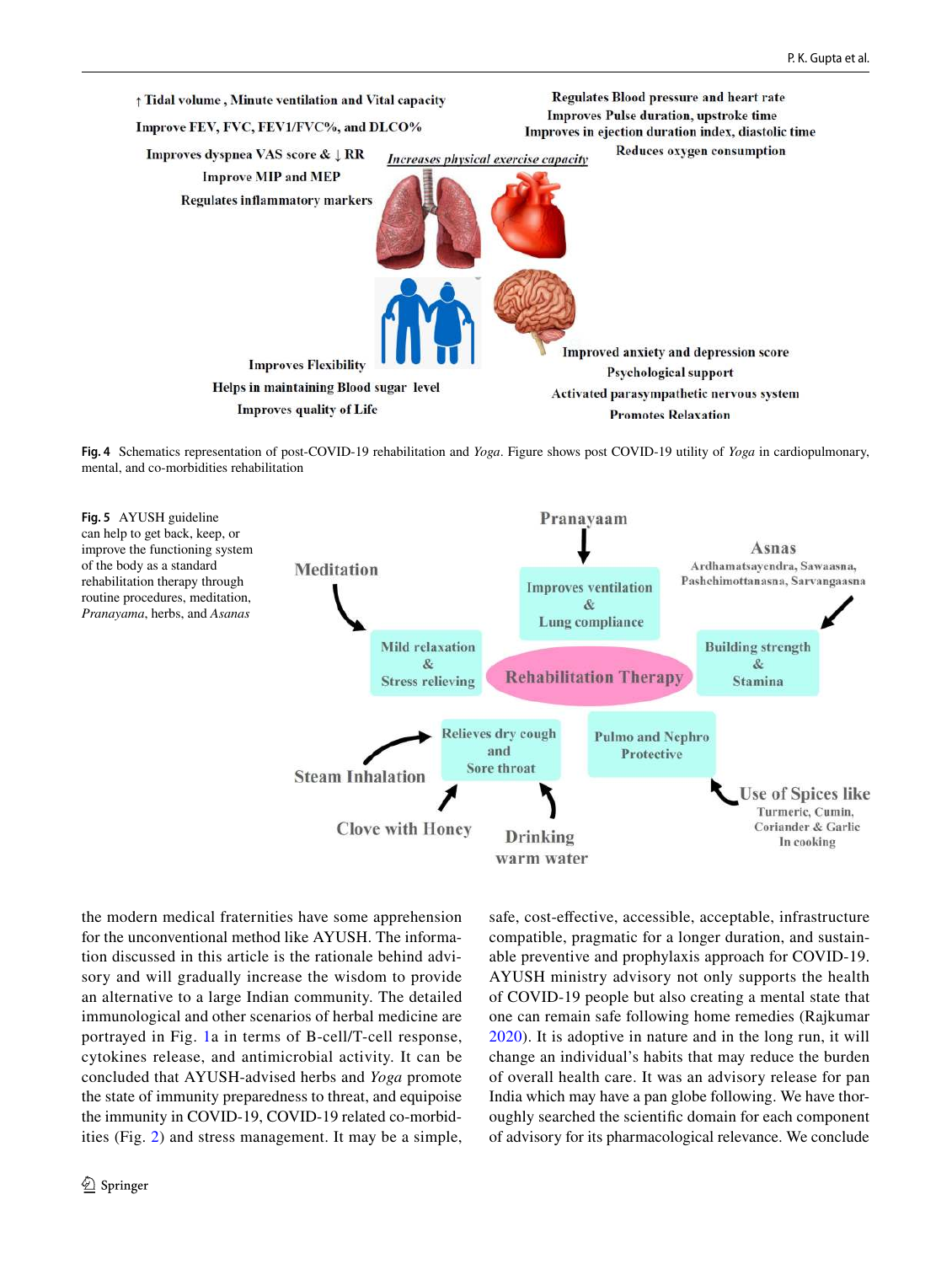**Fig. 4** Schematics representation of post-COVID-19 rehabilitation and *Yoga*. Figure shows post COVID-19 utility of *Yoga* in cardiopulmonary, mental, and co-morbidities rehabilitation

**Fig. 5** AYUSH guideline can help to get back, keep, or improve the functioning system of the body as a standard rehabilitation therapy through routine procedures, meditation, *Pranayama*, herbs, and *Asanas*

the modern medical fraternities have some apprehension for the unconventional method like AYUSH. The information discussed in this article is the rationale behind advisory and will gradually increase the wisdom to provide an alternative to a large Indian community. The detailed immunological and other scenarios of herbal medicine are portrayed in Fig. 1a in terms of B-cell/T-cell response, cytokines release, and antimicrobial activity. It can be concluded that AYUSH-advised herbs and *Yoga* promote the state of immunity preparedness to threat, and equipoise the immunity in COVID-19, COVID-19 related co-morbidities (Fig. 2) and stress management. It may be a simple, safe, cost-effective, accessible, acceptable, infrastructure compatible, pragmatic for a longer duration, and sustainable preventive and prophylaxis approach for COVID-19. AYUSH ministry advisory not only supports the health of COVID-19 people but also creating a mental state that one can remain safe following home remedies (Rajkumar 2020). It is adoptive in nature and in the long run, it will change an individual's habits that may reduce the burden of overall health care. It was an advisory release for pan India which may have a pan globe following. We have thoroughly searched the scientific domain for each component of advisory for its pharmacological relevance. We conclude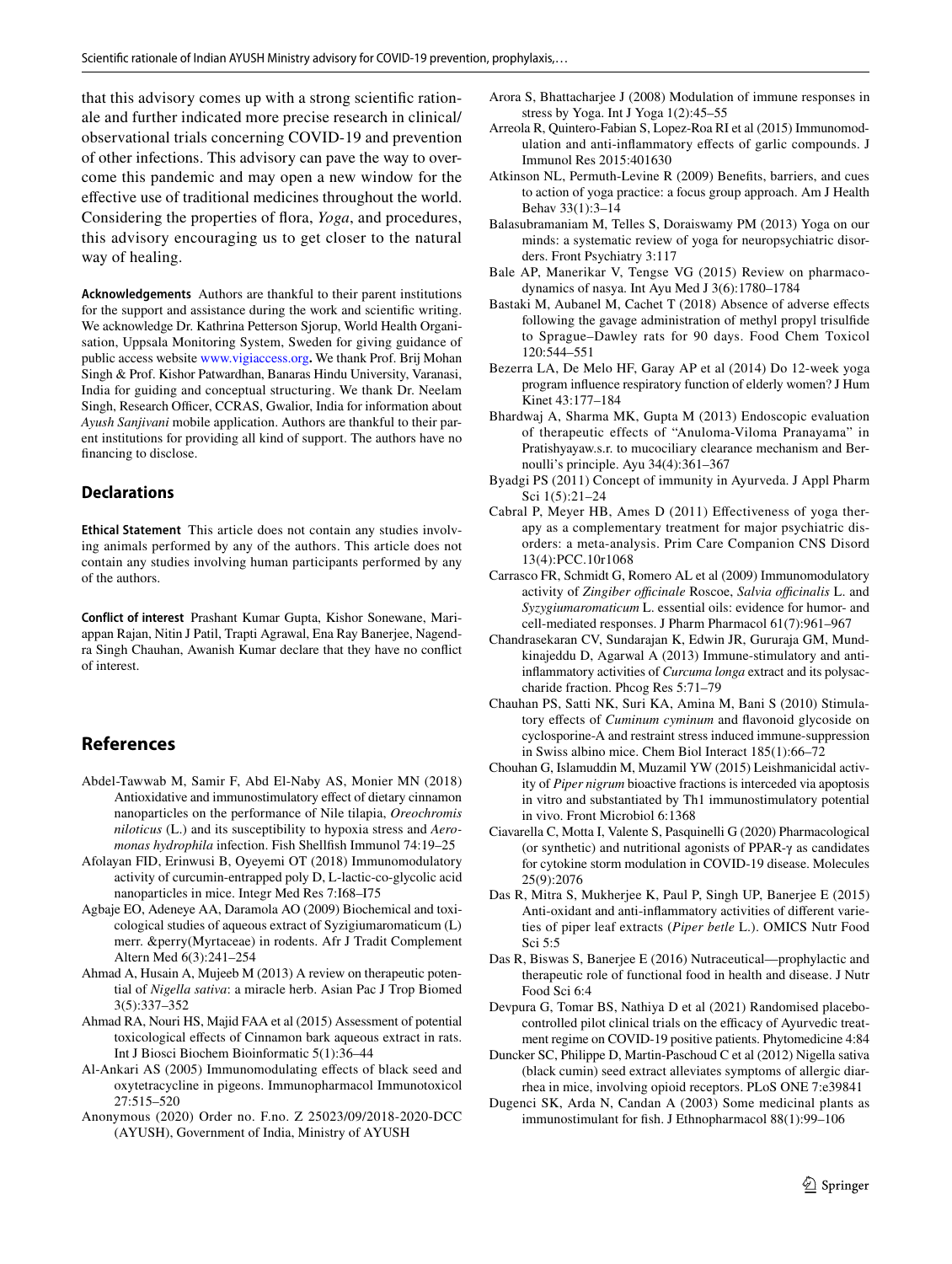that this advisory comes up with a strong scientific rationale and further indicated more precise research in clinical/observational trials concerning COVID-19 and prevention of other infections. This advisory can pave the way to overcome this pandemic and may open a new window for the effective use of traditional medicines throughout the world. Considering the properties of flora, *Yoga*, and procedures, this advisory encouraging us to get closer to the natural way of healing.

**Acknowledgements** Authors are thankful to their parent institutions for the support and assistance during the work and scientific writing. We acknowledge Dr. Kathrina Petterson Sjorup, World Health Organisation, Uppsala Monitoring System, Sweden for giving guidance of public access website www.vigiaccess.org**.** We thank Prof. Brij Mohan Singh & Prof. Kishor Patwardhan, Banaras Hindu University, Varanasi, India for guiding and conceptual structuring. We thank Dr. Neelam Singh, Research Officer, CCRAS, Gwalior, India for information about *Ayush Sanjivani* mobile application. Authors are thankful to their parent institutions for providing all kind of support. The authors have no financing to disclose.

## Declarations

**Ethical Statement** This article does not contain any studies involving animals performed by any of the authors. This article does not contain any studies involving human participants performed by any of the authors.

**Conflict of interest** Prashant Kumar Gupta, Kishor Sonewane, Mariappan Rajan, Nitin J Patil, Trapti Agrawal, Ena Ray Banerjee, Nagendra Singh Chauhan, Awanish Kumar declare that they have no conflict of interest.

## References

Abdel-Tawwab M, Samir F, Abd El-Naby AS, Monier MN (2018) Antioxidative and immunostimulatory effect of dietary cinnamon nanoparticles on the performance of Nile tilapia, *Oreochromis niloticus* (L.) and its susceptibility to hypoxia stress and *Aeromonas hydrophila* infection. Fish Shellfish Immunol 74:19–25

Afolayan FID, Erinwusi B, Oyeyemi OT (2018) Immunomodulatory activity of curcumin-entrapped poly D, L-lactic-co-glycolic acid nanoparticles in mice. Integr Med Res 7:I68–I75

Agbaje EO, Adeneye AA, Daramola AO (2009) Biochemical and toxicological studies of aqueous extract of Syzigiumaromaticum (L) merr. &perry(Myrtaceae) in rodents. Afr J Tradit Complement Altern Med 6(3):241–254

Ahmad A, Husain A, Mujeeb M (2013) A review on therapeutic potential of *Nigella sativa*: a miracle herb. Asian Pac J Trop Biomed 3(5):337–352

Ahmad RA, Nouri HS, Majid FAA et al (2015) Assessment of potential toxicological effects of Cinnamon bark aqueous extract in rats. Int J Biosci Biochem Bioinformatic 5(1):36–44

Al-Ankari AS (2005) Immunomodulating effects of black seed and oxytetracycline in pigeons. Immunopharmacol Immunotoxicol 27:515–520

Anonymous (2020) Order no. F.no. Z 25023/09/2018-2020-DCC (AYUSH), Government of India, Ministry of AYUSH

Arora S, Bhattacharjee J (2008) Modulation of immune responses in stress by Yoga. Int J Yoga 1(2):45–55

Arreola R, Quintero-Fabian S, Lopez-Roa RI et al (2015) Immunomodulation and anti-inflammatory effects of garlic compounds. J Immunol Res 2015:401630

Atkinson NL, Permuth-Levine R (2009) Benefits, barriers, and cues to action of yoga practice: a focus group approach. Am J Health Behav 33(1):3–14

Balasubramaniam M, Telles S, Doraiswamy PM (2013) Yoga on our minds: a systematic review of yoga for neuropsychiatric disorders. Front Psychiatry 3:117

Bale AP, Manerikar V, Tengse VG (2015) Review on pharmacodynamics of nasya. Int Ayu Med J 3(6):1780–1784

Bastaki M, Aubanel M, Cachet T (2018) Absence of adverse effects following the gavage administration of methyl propyl trisulfide to Sprague–Dawley rats for 90 days. Food Chem Toxicol 120:544–551

Bezerra LA, De Melo HF, Garay AP et al (2014) Do 12-week yoga program influence respiratory function of elderly women? J Hum Kinet 43:177–184

Bhardwaj A, Sharma MK, Gupta M (2013) Endoscopic evaluation of therapeutic effects of "Anuloma-Viloma Pranayama" in Pratishyayaw.s.r. to mucociliary clearance mechanism and Bernoulli's principle. Ayu 34(4):361–367

Byadgi PS (2011) Concept of immunity in Ayurveda. J Appl Pharm Sci 1(5):21–24

Cabral P, Meyer HB, Ames D (2011) Effectiveness of yoga therapy as a complementary treatment for major psychiatric disorders: a meta-analysis. Prim Care Companion CNS Disord 13(4):PCC.10r1068

Carrasco FR, Schmidt G, Romero AL et al (2009) Immunomodulatory activity of *Zingiber officinale* Roscoe, *Salvia officinalis* L. and *Syzygiumaromaticum* L. essential oils: evidence for humor- and cell-mediated responses. J Pharm Pharmacol 61(7):961–967

Chandrasekaran CV, Sundarajan K, Edwin JR, Gururaja GM, Mundkinajeddu D, Agarwal A (2013) Immune-stimulatory and anti-inflammatory activities of *Curcuma longa* extract and its polysaccharide fraction. Phcog Res 5:71–79

Chauhan PS, Satti NK, Suri KA, Amina M, Bani S (2010) Stimulatory effects of *Cuminum cyminum* and flavonoid glycoside on cyclosporine-A and restraint stress induced immune-suppression in Swiss albino mice. Chem Biol Interact 185(1):66–72

Chouhan G, Islamuddin M, Muzamil YW (2015) Leishmanicidal activity of *Piper nigrum* bioactive fractions is interceded via apoptosis in vitro and substantiated by Th1 immunostimulatory potential in vivo. Front Microbiol 6:1368

Ciavarella C, Motta I, Valente S, Pasquinelli G (2020) Pharmacological (or synthetic) and nutritional agonists of PPAR-γ as candidates for cytokine storm modulation in COVID-19 disease. Molecules 25(9):2076

Das R, Mitra S, Mukherjee K, Paul P, Singh UP, Banerjee E (2015) Anti-oxidant and anti-inflammatory activities of different varieties of piper leaf extracts (*Piper betle* L.). OMICS Nutr Food Sci 5:5

Das R, Biswas S, Banerjee E (2016) Nutraceutical—prophylactic and therapeutic role of functional food in health and disease. J Nutr Food Sci 6:4

Devpura G, Tomar BS, Nathiya D et al (2021) Randomised placebo-controlled pilot clinical trials on the efficacy of Ayurvedic treatment regime on COVID-19 positive patients. Phytomedicine 4:84

Duncker SC, Philippe D, Martin-Paschoud C et al (2012) Nigella sativa (black cumin) seed extract alleviates symptoms of allergic diarrhea in mice, involving opioid receptors. PLoS ONE 7:e39841

Dugenci SK, Arda N, Candan A (2003) Some medicinal plants as immunostimulant for fish. J Ethnopharmacol 88(1):99–106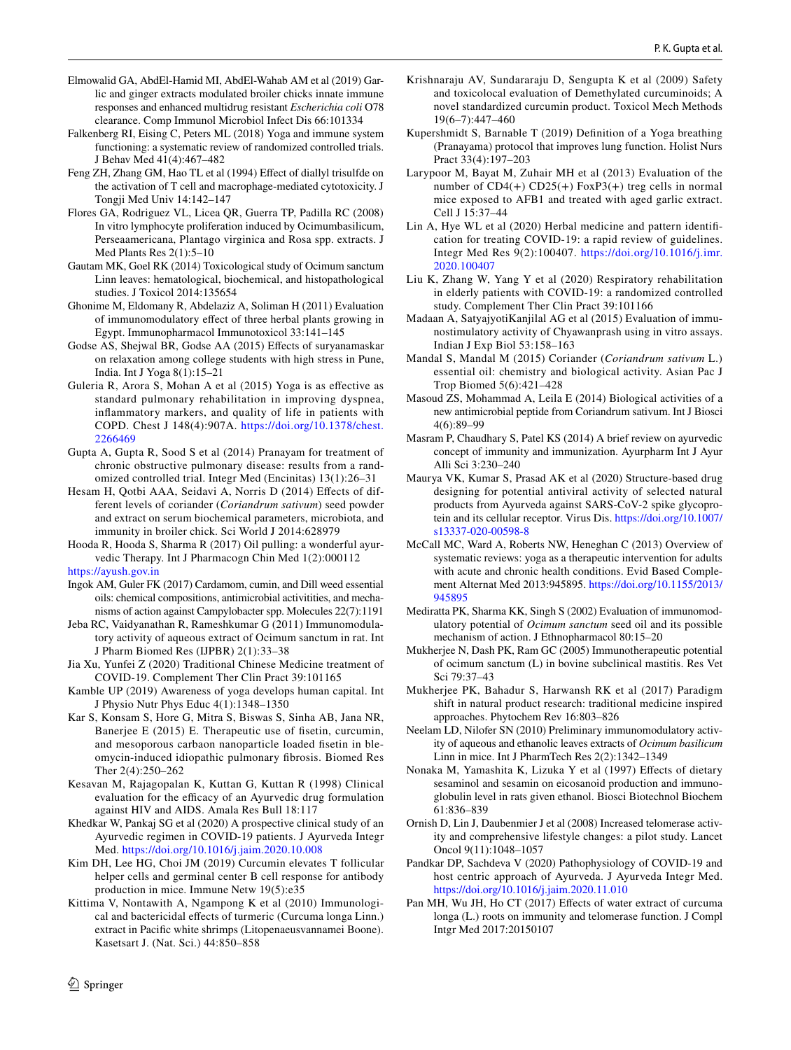Elmowalid GA, AbdEl-Hamid MI, AbdEl-Wahab AM et al (2019) Garlic and ginger extracts modulated broiler chicks innate immune responses and enhanced multidrug resistant *Escherichia coli* O78 clearance. Comp Immunol Microbiol Infect Dis 66:101334

Falkenberg RI, Eising C, Peters ML (2018) Yoga and immune system functioning: a systematic review of randomized controlled trials. J Behav Med 41(4):467–482

Feng ZH, Zhang GM, Hao TL et al (1994) Effect of diallyl trisulfde on the activation of T cell and macrophage-mediated cytotoxicity. J Tongji Med Univ 14:142–147

Flores GA, Rodriguez VL, Licea QR, Guerra TP, Padilla RC (2008) In vitro lymphocyte proliferation induced by Ocimumbasilicum, Perseaamericana, Plantago virginica and Rosa spp. extracts. J Med Plants Res 2(1):5–10

Gautam MK, Goel RK (2014) Toxicological study of Ocimum sanctum Linn leaves: hematological, biochemical, and histopathological studies. J Toxicol 2014:135654

Ghonime M, Eldomany R, Abdelaziz A, Soliman H (2011) Evaluation of immunomodulatory effect of three herbal plants growing in Egypt. Immunopharmacol Immunotoxicol 33:141–145

Godse AS, Shejwal BR, Godse AA (2015) Effects of suryanamaskar on relaxation among college students with high stress in Pune, India. Int J Yoga 8(1):15–21

Guleria R, Arora S, Mohan A et al (2015) Yoga is as effective as standard pulmonary rehabilitation in improving dyspnea, inflammatory markers, and quality of life in patients with COPD. Chest J 148(4):907A. https://doi.org/10.1378/chest.2266469

Gupta A, Gupta R, Sood S et al (2014) Pranayam for treatment of chronic obstructive pulmonary disease: results from a randomized controlled trial. Integr Med (Encinitas) 13(1):26–31

Hesam H, Qotbi AAA, Seidavi A, Norris D (2014) Effects of different levels of coriander (*Coriandrum sativum*) seed powder and extract on serum biochemical parameters, microbiota, and immunity in broiler chick. Sci World J 2014:628979

Hooda R, Hooda S, Sharma R (2017) Oil pulling: a wonderful ayurvedic Therapy. Int J Pharmacogn Chin Med 1(2):000112

https://ayush.gov.in

Ingok AM, Guler FK (2017) Cardamom, cumin, and Dill weed essential oils: chemical compositions, antimicrobial activitities, and mechanisms of action against Campylobacter spp. Molecules 22(7):1191

Jeba RC, Vaidyanathan R, Rameshkumar G (2011) Immunomodulatory activity of aqueous extract of Ocimum sanctum in rat. Int J Pharm Biomed Res (IJPBR) 2(1):33–38

Jia Xu, Yunfei Z (2020) Traditional Chinese Medicine treatment of COVID-19. Complement Ther Clin Pract 39:101165

Kamble UP (2019) Awareness of yoga develops human capital. Int J Physio Nutr Phys Educ 4(1):1348–1350

Kar S, Konsam S, Hore G, Mitra S, Biswas S, Sinha AB, Jana NR, Banerjee E (2015) E. Therapeutic use of fisetin, curcumin, and mesoporous carbaon nanoparticle loaded fisetin in bleomycin-induced idiopathic pulmonary fibrosis. Biomed Res Ther 2(4):250–262

Kesavan M, Rajagopalan K, Kuttan G, Kuttan R (1998) Clinical evaluation for the efficacy of an Ayurvedic drug formulation against HIV and AIDS. Amala Res Bull 18:117

Khedkar W, Pankaj SG et al (2020) A prospective clinical study of an Ayurvedic regimen in COVID-19 patients. J Ayurveda Integr Med. https://doi.org/10.1016/j.jaim.2020.10.008

Kim DH, Lee HG, Choi JM (2019) Curcumin elevates T follicular helper cells and germinal center B cell response for antibody production in mice. Immune Netw 19(5):e35

Kittima V, Nontawith A, Ngampong K et al (2010) Immunological and bactericidal effects of turmeric (Curcuma longa Linn.) extract in Pacific white shrimps (Litopenaeusvannamei Boone). Kasetsart J. (Nat. Sci.) 44:850–858

Krishnaraju AV, Sundararaju D, Sengupta K et al (2009) Safety and toxicolocal evaluation of Demethylated curcuminoids; A novel standardized curcumin product. Toxicol Mech Methods 19(6–7):447–460

Kupershmidt S, Barnable T (2019) Definition of a Yoga breathing (Pranayama) protocol that improves lung function. Holist Nurs Pract 33(4):197–203

Larypoor M, Bayat M, Zuhair MH et al (2013) Evaluation of the number of CD4(+) CD25(+) FoxP3(+) treg cells in normal mice exposed to AFB1 and treated with aged garlic extract. Cell J 15:37–44

Lin A, Hye WL et al (2020) Herbal medicine and pattern identification for treating COVID-19: a rapid review of guidelines. Integr Med Res 9(2):100407. https://doi.org/10.1016/j.imr.2020.100407

Liu K, Zhang W, Yang Y et al (2020) Respiratory rehabilitation in elderly patients with COVID-19: a randomized controlled study. Complement Ther Clin Pract 39:101166

Madaan A, SatyajyotiKanjilal AG et al (2015) Evaluation of immunostimulatory activity of Chyawanprash using in vitro assays. Indian J Exp Biol 53:158–163

Mandal S, Mandal M (2015) Coriander (*Coriandrum sativum* L.) essential oil: chemistry and biological activity. Asian Pac J Trop Biomed 5(6):421–428

Masoud ZS, Mohammad A, Leila E (2014) Biological activities of a new antimicrobial peptide from Coriandrum sativum. Int J Biosci 4(6):89–99

Masram P, Chaudhary S, Patel KS (2014) A brief review on ayurvedic concept of immunity and immunization. Ayurpharm Int J Ayur Alli Sci 3:230–240

Maurya VK, Kumar S, Prasad AK et al (2020) Structure-based drug designing for potential antiviral activity of selected natural products from Ayurveda against SARS-CoV-2 spike glycoprotein and its cellular receptor. Virus Dis. https://doi.org/10.1007/s13337-020-00598-8

McCall MC, Ward A, Roberts NW, Heneghan C (2013) Overview of systematic reviews: yoga as a therapeutic intervention for adults with acute and chronic health conditions. Evid Based Complement Alternat Med 2013:945895. https://doi.org/10.1155/2013/945895

Mediratta PK, Sharma KK, Singh S (2002) Evaluation of immunomodulatory potential of *Ocimum sanctum* seed oil and its possible mechanism of action. J Ethnopharmacol 80:15–20

Mukherjee N, Dash PK, Ram GC (2005) Immunotherapeutic potential of ocimum sanctum (L) in bovine subclinical mastitis. Res Vet Sci 79:37–43

Mukherjee PK, Bahadur S, Harwansh RK et al (2017) Paradigm shift in natural product research: traditional medicine inspired approaches. Phytochem Rev 16:803–826

Neelam LD, Nilofer SN (2010) Preliminary immunomodulatory activity of aqueous and ethanolic leaves extracts of *Ocimum basilicum* Linn in mice. Int J PharmTech Res 2(2):1342–1349

Nonaka M, Yamashita K, Lizuka Y et al (1997) Effects of dietary sesaminol and sesamin on eicosanoid production and immunoglobulin level in rats given ethanol. Biosci Biotechnol Biochem 61:836–839

Ornish D, Lin J, Daubenmier J et al (2008) Increased telomerase activity and comprehensive lifestyle changes: a pilot study. Lancet Oncol 9(11):1048–1057

Pandkar DP, Sachdeva V (2020) Pathophysiology of COVID-19 and host centric approach of Ayurveda. J Ayurveda Integr Med. https://doi.org/10.1016/j.jaim.2020.11.010

Pan MH, Wu JH, Ho CT (2017) Effects of water extract of curcuma longa (L.) roots on immunity and telomerase function. J Compl Intgr Med 2017:20150107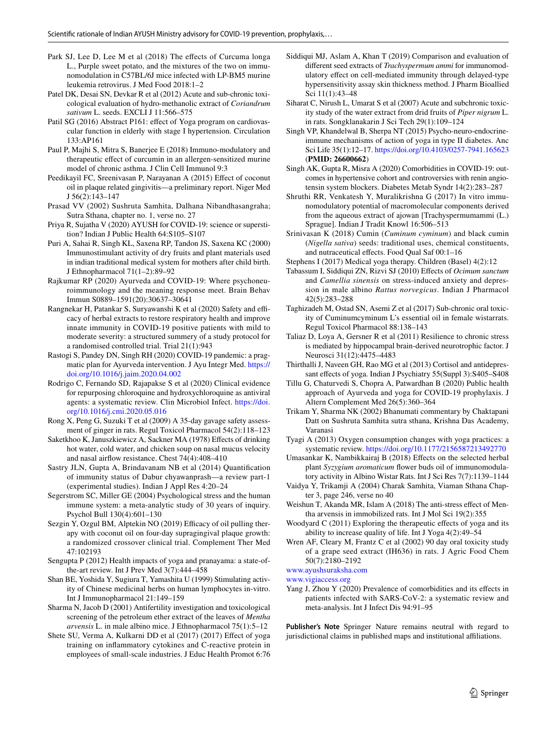Park SJ, Lee D, Lee M et al (2018) The effects of Curcuma longa L., Purple sweet potato, and the mixtures of the two on immunomodulation in C57BL/6J mice infected with LP-BM5 murine leukemia retrovirus. J Med Food 2018:1–2

Patel DK, Desai SN, Devkar R et al (2012) Acute and sub-chronic toxicological evaluation of hydro-methanolic extract of *Coriandrum sativum* L. seeds. EXCLI J 11:566–575

Patil SG (2016) Abstract P161: effect of Yoga program on cardiovascular function in elderly with stage I hypertension. Circulation 133:AP161

Paul P, Majhi S, Mitra S, Banerjee E (2018) Immuno-modulatory and therapeutic effect of curcumin in an allergen-sensitized murine model of chronic asthma. J Clin Cell Immunol 9:3

Peedikayil FC, Sreenivasan P, Narayanan A (2015) Effect of coconut oil in plaque related gingivitis—a preliminary report. Niger Med J 56(2):143–147

Prasad VV (2002) Sushruta Samhita, Dalhana Nibandhasangraha; Sutra Sthana, chapter no. 1, verse no. 27

Priya R, Sujatha V (2020) AYUSH for COVID-19: science or superstition? Indian J Public Health 64:S105–S107

Puri A, Sahai R, Singh KL, Saxena RP, Tandon JS, Saxena KC (2000) Immunostimulant activity of dry fruits and plant materials used in indian traditional medical system for mothers after child birth. J Ethnopharmacol 71(1–2):89–92

Rajkumar RP (2020) Ayurveda and COVID-19: Where psychoneuroimmunology and the meaning response meet. Brain Behav Immun S0889–1591(20):30637–30641

Rangnekar H, Patankar S, Suryawanshi K et al (2020) Safety and efficacy of herbal extracts to restore respiratory health and improve innate immunity in COVID-19 positive patients with mild to moderate severity: a structured summary of a study protocol for a randomised controlled trial. Trial 21(1):943

Rastogi S, Pandey DN, Singh RH (2020) COVID-19 pandemic: a pragmatic plan for Ayurveda intervention. J Ayu Integr Med. https://doi.org/10.1016/j.jaim.2020.04.002

Rodrigo C, Fernando SD, Rajapakse S et al (2020) Clinical evidence for repurposing chloroquine and hydroxychloroquine as antiviral agents: a systematic review. Clin Microbiol Infect. https://doi.org/10.1016/j.cmi.2020.05.016

Rong X, Peng G, Suzuki T et al (2009) A 35-day gavage safety assessment of ginger in rats. Regul Toxicol Pharmacol 54(2):118–123

Saketkhoo K, Januszkiewicz A, Sackner MA (1978) Effects of drinking hot water, cold water, and chicken soup on nasal mucus velocity and nasal airflow resistance. Chest 74(4):408–410

Sastry JLN, Gupta A, Brindavanam NB et al (2014) Quantification of immunity status of Dabur chyawanprash—a review part-1 (experimental studies). Indian J Appl Res 4:20–24

Segerstrom SC, Miller GE (2004) Psychological stress and the human immune system: a meta-analytic study of 30 years of inquiry. Psychol Bull 130(4):601–130

Sezgin Y, Ozgul BM, Alptekin NO (2019) Efficacy of oil pulling therapy with coconut oil on four-day supragingival plaque growth: a randomized crossover clinical trial. Complement Ther Med 47:102193

Sengupta P (2012) Health impacts of yoga and pranayama: a state-of-the-art review. Int J Prev Med 3(7):444–458

Shan BE, Yoshida Y, Sugiura T, Yamashita U (1999) Stimulating activity of Chinese medicinal herbs on human lymphocytes in-vitro. Int J Immunopharmacol 21:149–159

Sharma N, Jacob D (2001) Antifertility investigation and toxicological screening of the petroleum ether extract of the leaves of *Mentha arvensis* L. in male albino mice. J Ethnopharmacol 75(1):5–12

Shete SU, Verma A, Kulkarni DD et al (2017) (2017) Effect of yoga training on inflammatory cytokines and C-reactive protein in employees of small-scale industries. J Educ Health Promot 6:76

Siddiqui MJ, Aslam A, Khan T (2019) Comparison and evaluation of different seed extracts of *Trachyspermum ammi* for immunomodulatory effect on cell-mediated immunity through delayed-type hypersensitivity assay skin thickness method. J Pharm Bioallied Sci 11(1):43–48

Siharat C, Nirush L, Umarat S et al (2007) Acute and subchronic toxicity study of the water extract from drid fruits of *Piper nigrum* L. in rats. Songklanakarin J Sci Tech 29(1):109–124

Singh VP, Khandelwal B, Sherpa NT (2015) Psycho-neuro-endocrine-immune mechanisms of action of yoga in type II diabetes. Anc Sci Life 35(1):12–17. https://doi.org/10.4103/0257-7941.165623 (**PMID: 26600662**)

Singh AK, Gupta R, Misra A (2020) Comorbidities in COVID-19: outcomes in hypertensive cohort and controversies with renin angiotensin system blockers. Diabetes Metab Syndr 14(2):283–287

Shruthi RR, Venkatesh Y, Muralikrishna G (2017) In vitro immunomodulatory potential of macromolecular components derived from the aqueous extract of ajowan [Trachyspermumammi (L.) Sprague]. Indian J Tradit Knowl 16:506–513

Srinivasan K (2018) Cumin (*Cuminum cyminum*) and black cumin (*Nigella sativa*) seeds: traditional uses, chemical constituents, and nutraceutical effects. Food Qual Saf 00:1–16

Stephens I (2017) Medical yoga therapy. Children (Basel) 4(2):12

Tabassum I, Siddiqui ZN, Rizvi SJ (2010) Effects of *Ocimum sanctum* and *Camellia sinensis* on stress-induced anxiety and depression in male albino *Rattus norvegicus*. Indian J Pharmacol 42(5):283–288

Taghizadeh M, Ostad SN, Asemi Z et al (2017) Sub-chronic oral toxicity of Cuminumcyminum L's essential oil in female wistarrats. Regul Toxicol Pharmacol 88:138–143

Taliaz D, Loya A, Gersner R et al (2011) Resilience to chronic stress is mediated by hippocampal brain-derived neurotrophic factor. J Neurosci 31(12):4475–4483

Thirthalli J, Naveen GH, Rao MG et al (2013) Cortisol and antidepressant effects of yoga. Indian J Psychiatry 55(Suppl 3):S405–S408

Tillu G, Chaturvedi S, Chopra A, Patwardhan B (2020) Public health approach of Ayurveda and yoga for COVID-19 prophylaxis. J Altern Complement Med 26(5):360–364

Trikam Y, Sharma NK (2002) Bhanumati commentary by Chaktapani Datt on Sushruta Samhita sutra sthana, Krishna Das Academy, Varanasi

Tyagi A (2013) Oxygen consumption changes with yoga practices: a systematic review. https://doi.org/10.1177/2156587213492770

Umasankar K, Nambikkairaj B (2018) Effects on the selected herbal plant *Syzygium aromaticum* flower buds oil of immunomodulatory activity in Albino Wistar Rats. Int J Sci Res 7(7):1139–1144

Vaidya Y, Trikamji A (2004) Charak Samhita, Viaman Sthana Chapter 3, page 246, verse no 40

Weishun T, Akanda MR, Islam A (2018) The anti-stress effect of Mentha arvensis in immobilized rats. Int J Mol Sci 19(2):355

Woodyard C (2011) Exploring the therapeutic effects of yoga and its ability to increase quality of life. Int J Yoga 4(2):49–54

Wren AF, Cleary M, Frantz C et al (2002) 90 day oral toxicity study of a grape seed extract (IH636) in rats. J Agric Food Chem 50(7):2180–2192

www.ayushsuraksha.com

www.vigiaccess.org

Yang J, Zhou Y (2020) Prevalence of comorbidities and its effects in patients infected with SARS-CoV-2: a systematic review and meta-analysis. Int J Infect Dis 94:91–95

**Publisher's Note** Springer Nature remains neutral with regard to jurisdictional claims in published maps and institutional affiliations.